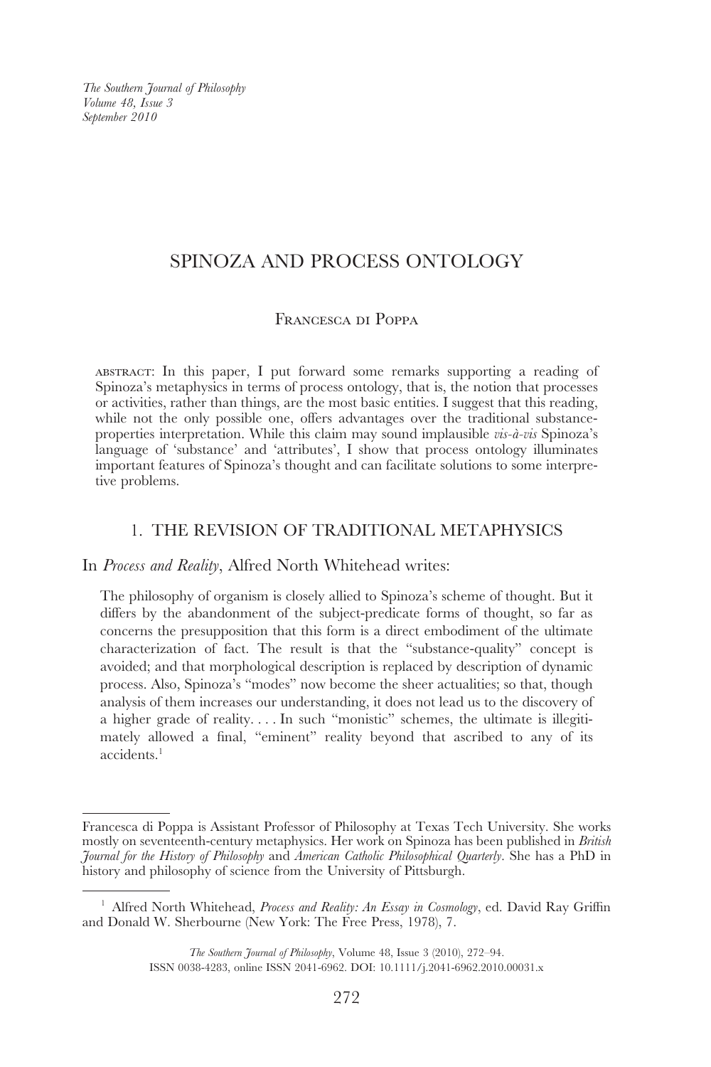# SPINOZA AND PROCESS ONTOLOGY

Francesca di Poppa

ABSTRACT: In this paper, I put forward some remarks supporting a reading of Spinoza's metaphysics in terms of process ontology, that is, the notion that processes or activities, rather than things, are the most basic entities. I suggest that this reading, while not the only possible one, offers advantages over the traditional substance-properties interpretation. While this claim may sound implausible *vis-à-vis* Spinoza's language of 'substance' and 'attributes', I show that process ontology illuminates important features of Spinoza's thought and can facilitate solutions to some interpretive problems.

## 1. THE REVISION OF TRADITIONAL METAPHYSICS

In *Process and Reality*, Alfred North Whitehead writes:

> The philosophy of organism is closely allied to Spinoza's scheme of thought. But it differs by the abandonment of the subject-predicate forms of thought, so far as concerns the presupposition that this form is a direct embodiment of the ultimate characterization of fact. The result is that the "substance-quality" concept is avoided; and that morphological description is replaced by description of dynamic process. Also, Spinoza's "modes" now become the sheer actualities; so that, though analysis of them increases our understanding, it does not lead us to the discovery of a higher grade of reality. . . . In such "monistic" schemes, the ultimate is illegitimately allowed a final, "eminent" reality beyond that ascribed to any of its accidents.[1]

---

Francesca di Poppa is Assistant Professor of Philosophy at Texas Tech University. She works mostly on seventeenth-century metaphysics. Her work on Spinoza has been published in *British Journal for the History of Philosophy* and *American Catholic Philosophical Quarterly*. She has a PhD in history and philosophy of science from the University of Pittsburgh.

---

[1] Alfred North Whitehead, *Process and Reality: An Essay in Cosmology*, ed. David Ray Griffin and Donald W. Sherbourne (New York: The Free Press, 1978), 7.

*The Southern Journal of Philosophy*, Volume 48, Issue 3 (2010), 272–94.
ISSN 0038-4283, online ISSN 2041-6962. DOI: 10.1111/j.2041-6962.2010.00031.x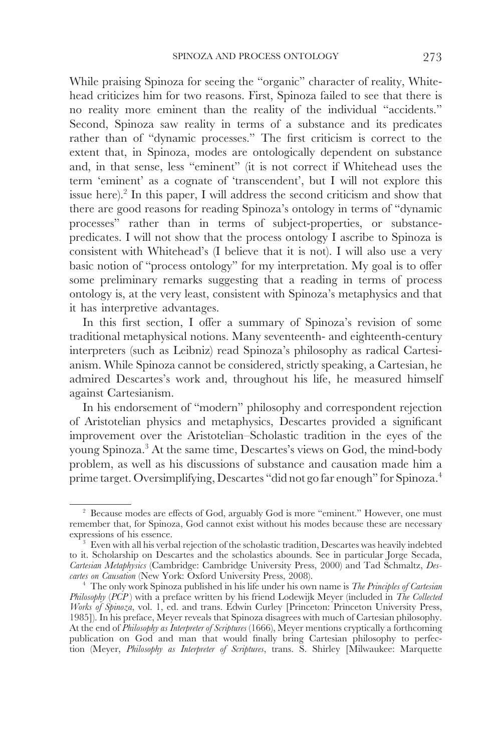While praising Spinoza for seeing the "organic" character of reality, Whitehead criticizes him for two reasons. First, Spinoza failed to see that there is no reality more eminent than the reality of the individual "accidents." Second, Spinoza saw reality in terms of a substance and its predicates rather than of "dynamic processes." The first criticism is correct to the extent that, in Spinoza, modes are ontologically dependent on substance and, in that sense, less "eminent" (it is not correct if Whitehead uses the term 'eminent' as a cognate of 'transcendent', but I will not explore this issue here).[2] In this paper, I will address the second criticism and show that there are good reasons for reading Spinoza's ontology in terms of "dynamic processes" rather than in terms of subject-properties, or substance-predicates. I will not show that the process ontology I ascribe to Spinoza is consistent with Whitehead's (I believe that it is not). I will also use a very basic notion of "process ontology" for my interpretation. My goal is to offer some preliminary remarks suggesting that a reading in terms of process ontology is, at the very least, consistent with Spinoza's metaphysics and that it has interpretive advantages.

In this first section, I offer a summary of Spinoza's revision of some traditional metaphysical notions. Many seventeenth- and eighteenth-century interpreters (such as Leibniz) read Spinoza's philosophy as radical Cartesianism. While Spinoza cannot be considered, strictly speaking, a Cartesian, he admired Descartes's work and, throughout his life, he measured himself against Cartesianism.

In his endorsement of "modern" philosophy and correspondent rejection of Aristotelian physics and metaphysics, Descartes provided a significant improvement over the Aristotelian–Scholastic tradition in the eyes of the young Spinoza.[3] At the same time, Descartes's views on God, the mind-body problem, as well as his discussions of substance and causation made him a prime target. Oversimplifying, Descartes "did not go far enough" for Spinoza.[4]

---

[2] Because modes are effects of God, arguably God is more "eminent." However, one must remember that, for Spinoza, God cannot exist without his modes because these are necessary expressions of his essence.

[3] Even with all his verbal rejection of the scholastic tradition, Descartes was heavily indebted to it. Scholarship on Descartes and the scholastics abounds. See in particular Jorge Secada, *Cartesian Metaphysics* (Cambridge: Cambridge University Press, 2000) and Tad Schmaltz, *Descartes on Causation* (New York: Oxford University Press, 2008).

[4] The only work Spinoza published in his life under his own name is *The Principles of Cartesian Philosophy* (*PCP*) with a preface written by his friend Lodewijk Meyer (included in *The Collected Works of Spinoza*, vol. 1, ed. and trans. Edwin Curley [Princeton: Princeton University Press, 1985]). In his preface, Meyer reveals that Spinoza disagrees with much of Cartesian philosophy. At the end of *Philosophy as Interpreter of Scriptures* (1666), Meyer mentions cryptically a forthcoming publication on God and man that would finally bring Cartesian philosophy to perfection (Meyer, *Philosophy as Interpreter of Scriptures*, trans. S. Shirley [Milwaukee: Marquette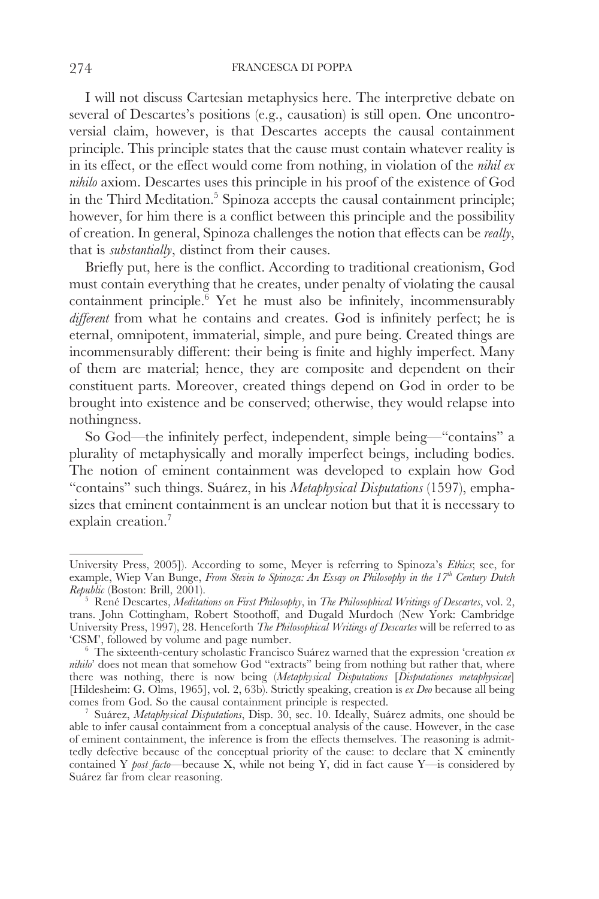I will not discuss Cartesian metaphysics here. The interpretive debate on several of Descartes's positions (e.g., causation) is still open. One uncontroversial claim, however, is that Descartes accepts the causal containment principle. This principle states that the cause must contain whatever reality is in its effect, or the effect would come from nothing, in violation of the *nihil ex nihilo* axiom. Descartes uses this principle in his proof of the existence of God in the Third Meditation.[5] Spinoza accepts the causal containment principle; however, for him there is a conflict between this principle and the possibility of creation. In general, Spinoza challenges the notion that effects can be *really*, that is *substantially*, distinct from their causes.

Briefly put, here is the conflict. According to traditional creationism, God must contain everything that he creates, under penalty of violating the causal containment principle.[6] Yet he must also be infinitely, incommensurably *different* from what he contains and creates. God is infinitely perfect; he is eternal, omnipotent, immaterial, simple, and pure being. Created things are incommensurably different: their being is finite and highly imperfect. Many of them are material; hence, they are composite and dependent on their constituent parts. Moreover, created things depend on God in order to be brought into existence and be conserved; otherwise, they would relapse into nothingness.

So God—the infinitely perfect, independent, simple being—"contains" a plurality of metaphysically and morally imperfect beings, including bodies. The notion of eminent containment was developed to explain how God "contains" such things. Suárez, in his *Metaphysical Disputations* (1597), emphasizes that eminent containment is an unclear notion but that it is necessary to explain creation.[7]

---

University Press, 2005]). According to some, Meyer is referring to Spinoza's *Ethics*; see, for example, Wiep Van Bunge, *From Stevin to Spinoza: An Essay on Philosophy in the 17th Century Dutch Republic* (Boston: Brill, 2001).

[5] René Descartes, *Meditations on First Philosophy*, in *The Philosophical Writings of Descartes*, vol. 2, trans. John Cottingham, Robert Stoothoff, and Dugald Murdoch (New York: Cambridge University Press, 1997), 28. Henceforth *The Philosophical Writings of Descartes* will be referred to as 'CSM', followed by volume and page number.

[6] The sixteenth-century scholastic Francisco Suárez warned that the expression 'creation *ex nihilo*' does not mean that somehow God "extracts" being from nothing but rather that, where there was nothing, there is now being (*Metaphysical Disputations* [*Disputationes metaphysicae*] [Hildesheim: G. Olms, 1965], vol. 2, 63b). Strictly speaking, creation is *ex Deo* because all being comes from God. So the causal containment principle is respected.

[7] Suárez, *Metaphysical Disputations*, Disp. 30, sec. 10. Ideally, Suárez admits, one should be able to infer causal containment from a conceptual analysis of the cause. However, in the case of eminent containment, the inference is from the effects themselves. The reasoning is admittedly defective because of the conceptual priority of the cause: to declare that X eminently contained Y *post facto*—because X, while not being Y, did in fact cause Y—is considered by Suárez far from clear reasoning.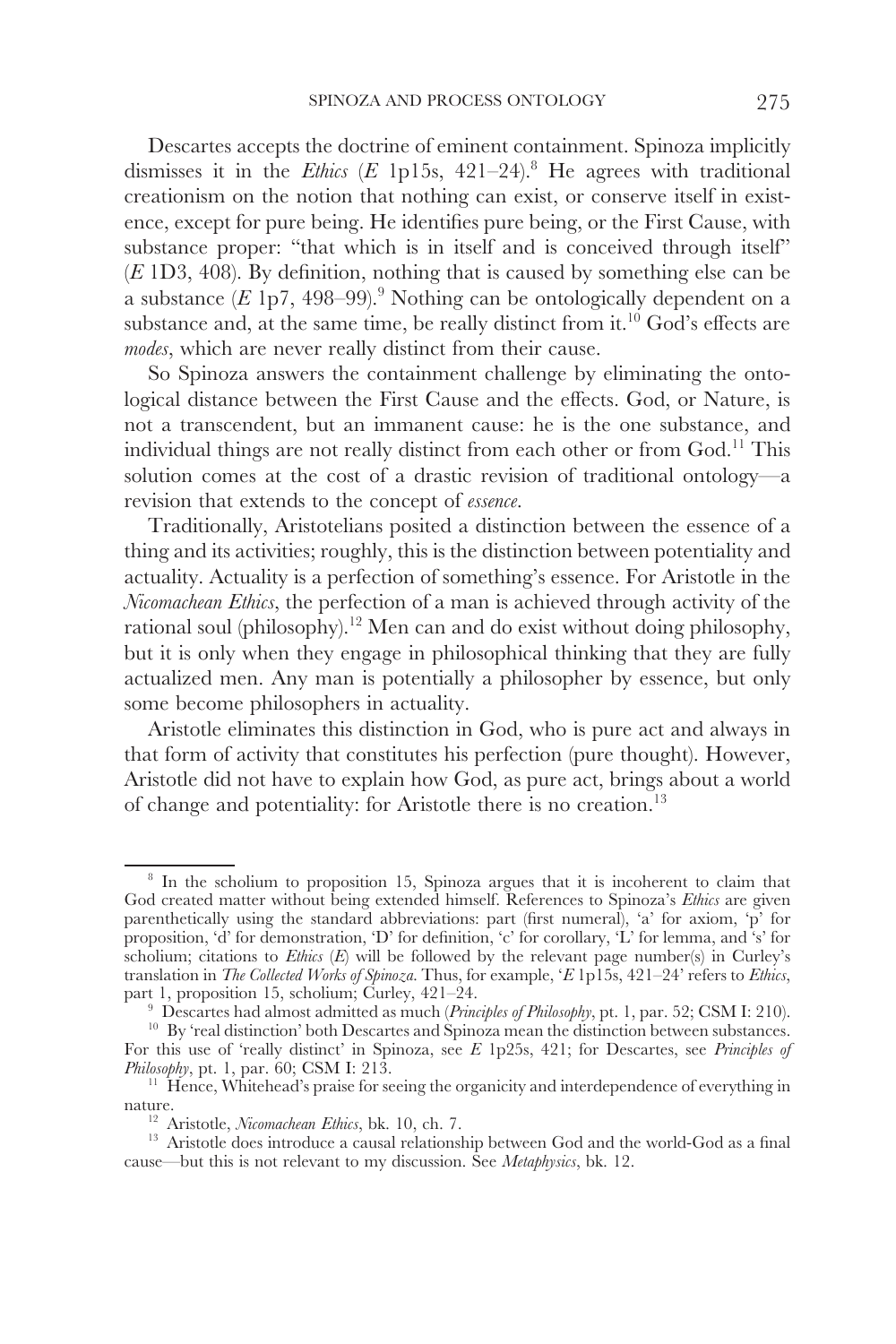Descartes accepts the doctrine of eminent containment. Spinoza implicitly dismisses it in the *Ethics* (*E* 1p15s, 421–24).[8] He agrees with traditional creationism on the notion that nothing can exist, or conserve itself in existence, except for pure being. He identifies pure being, or the First Cause, with substance proper: "that which is in itself and is conceived through itself" (*E* 1D3, 408). By definition, nothing that is caused by something else can be a substance (*E* 1p7, 498–99).[9] Nothing can be ontologically dependent on a substance and, at the same time, be really distinct from it.[10] God's effects are *modes*, which are never really distinct from their cause.

So Spinoza answers the containment challenge by eliminating the ontological distance between the First Cause and the effects. God, or Nature, is not a transcendent, but an immanent cause: he is the one substance, and individual things are not really distinct from each other or from God.[11] This solution comes at the cost of a drastic revision of traditional ontology—a revision that extends to the concept of *essence*.

Traditionally, Aristotelians posited a distinction between the essence of a thing and its activities; roughly, this is the distinction between potentiality and actuality. Actuality is a perfection of something's essence. For Aristotle in the *Nicomachean Ethics*, the perfection of a man is achieved through activity of the rational soul (philosophy).[12] Men can and do exist without doing philosophy, but it is only when they engage in philosophical thinking that they are fully actualized men. Any man is potentially a philosopher by essence, but only some become philosophers in actuality.

Aristotle eliminates this distinction in God, who is pure act and always in that form of activity that constitutes his perfection (pure thought). However, Aristotle did not have to explain how God, as pure act, brings about a world of change and potentiality: for Aristotle there is no creation.[13]

---

[8] In the scholium to proposition 15, Spinoza argues that it is incoherent to claim that God created matter without being extended himself. References to Spinoza's *Ethics* are given parenthetically using the standard abbreviations: part (first numeral), 'a' for axiom, 'p' for proposition, 'd' for demonstration, 'D' for definition, 'c' for corollary, 'L' for lemma, and 's' for scholium; citations to *Ethics* (*E*) will be followed by the relevant page number(s) in Curley's translation in *The Collected Works of Spinoza*. Thus, for example, '*E* 1p15s, 421–24' refers to *Ethics*, part 1, proposition 15, scholium; Curley, 421–24.

[9] Descartes had almost admitted as much (*Principles of Philosophy*, pt. 1, par. 52; CSM I: 210).

[10] By 'real distinction' both Descartes and Spinoza mean the distinction between substances. For this use of 'really distinct' in Spinoza, see *E* 1p25s, 421; for Descartes, see *Principles of Philosophy*, pt. 1, par. 60; CSM I: 213.

[11] Hence, Whitehead's praise for seeing the organicity and interdependence of everything in nature.

[12] Aristotle, *Nicomachean Ethics*, bk. 10, ch. 7.

[13] Aristotle does introduce a causal relationship between God and the world-God as a final cause—but this is not relevant to my discussion. See *Metaphysics*, bk. 12.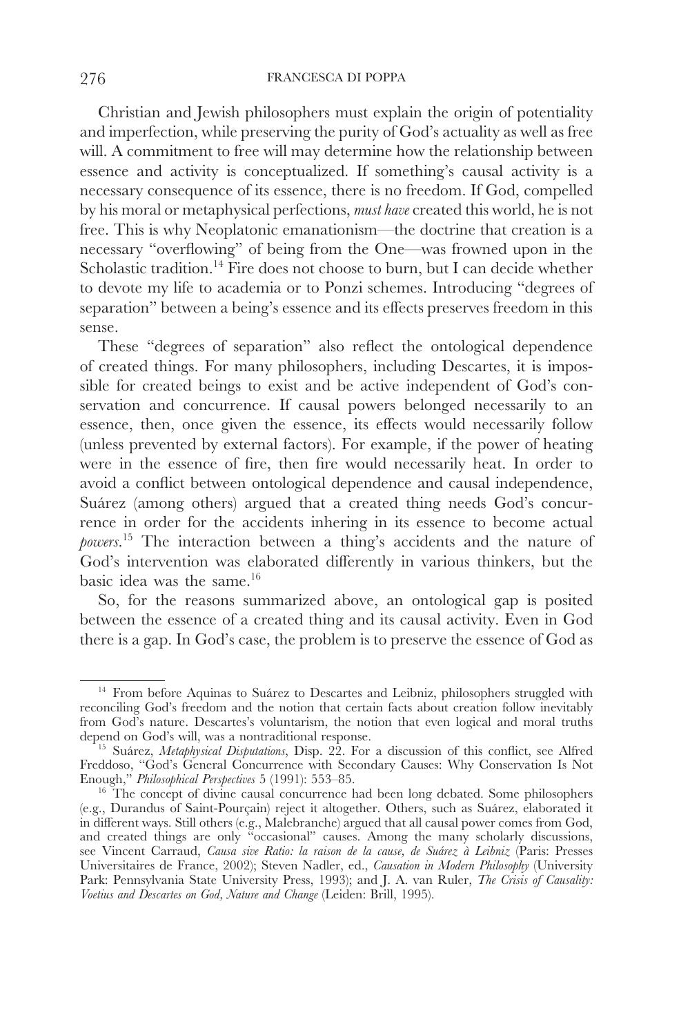Christian and Jewish philosophers must explain the origin of potentiality and imperfection, while preserving the purity of God's actuality as well as free will. A commitment to free will may determine how the relationship between essence and activity is conceptualized. If something's causal activity is a necessary consequence of its essence, there is no freedom. If God, compelled by his moral or metaphysical perfections, *must have* created this world, he is not free. This is why Neoplatonic emanationism—the doctrine that creation is a necessary "overflowing" of being from the One—was frowned upon in the Scholastic tradition.[14] Fire does not choose to burn, but I can decide whether to devote my life to academia or to Ponzi schemes. Introducing "degrees of separation" between a being's essence and its effects preserves freedom in this sense.

These "degrees of separation" also reflect the ontological dependence of created things. For many philosophers, including Descartes, it is impossible for created beings to exist and be active independent of God's conservation and concurrence. If causal powers belonged necessarily to an essence, then, once given the essence, its effects would necessarily follow (unless prevented by external factors). For example, if the power of heating were in the essence of fire, then fire would necessarily heat. In order to avoid a conflict between ontological dependence and causal independence, Suárez (among others) argued that a created thing needs God's concurrence in order for the accidents inhering in its essence to become actual *powers*.[15] The interaction between a thing's accidents and the nature of God's intervention was elaborated differently in various thinkers, but the basic idea was the same.[16]

So, for the reasons summarized above, an ontological gap is posited between the essence of a created thing and its causal activity. Even in God there is a gap. In God's case, the problem is to preserve the essence of God as

---

[14] From before Aquinas to Suárez to Descartes and Leibniz, philosophers struggled with reconciling God's freedom and the notion that certain facts about creation follow inevitably from God's nature. Descartes's voluntarism, the notion that even logical and moral truths depend on God's will, was a nontraditional response.

[15] Suárez, *Metaphysical Disputations*, Disp. 22. For a discussion of this conflict, see Alfred Freddoso, "God's General Concurrence with Secondary Causes: Why Conservation Is Not Enough," *Philosophical Perspectives* 5 (1991): 553–85.

[16] The concept of divine causal concurrence had been long debated. Some philosophers (e.g., Durandus of Saint-Pourçain) reject it altogether. Others, such as Suárez, elaborated it in different ways. Still others (e.g., Malebranche) argued that all causal power comes from God, and created things are only "occasional" causes. Among the many scholarly discussions, see Vincent Carraud, *Causa sive Ratio: la raison de la cause, de Suárez à Leibniz* (Paris: Presses Universitaires de France, 2002); Steven Nadler, ed., *Causation in Modern Philosophy* (University Park: Pennsylvania State University Press, 1993); and J. A. van Ruler, *The Crisis of Causality: Voetius and Descartes on God, Nature and Change* (Leiden: Brill, 1995).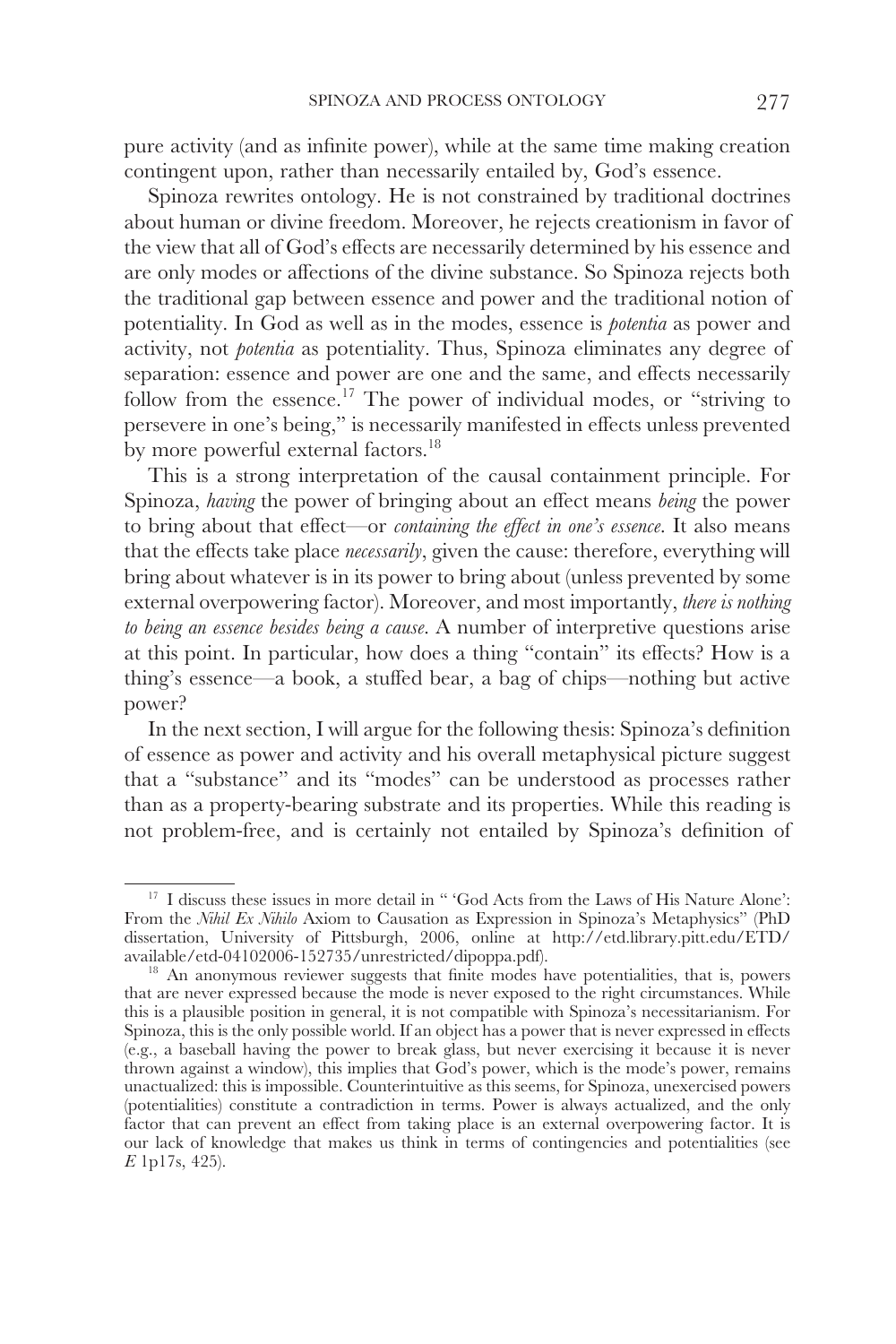pure activity (and as infinite power), while at the same time making creation contingent upon, rather than necessarily entailed by, God's essence.

Spinoza rewrites ontology. He is not constrained by traditional doctrines about human or divine freedom. Moreover, he rejects creationism in favor of the view that all of God's effects are necessarily determined by his essence and are only modes or affections of the divine substance. So Spinoza rejects both the traditional gap between essence and power and the traditional notion of potentiality. In God as well as in the modes, essence is *potentia* as power and activity, not *potentia* as potentiality. Thus, Spinoza eliminates any degree of separation: essence and power are one and the same, and effects necessarily follow from the essence.[17] The power of individual modes, or "striving to persevere in one's being," is necessarily manifested in effects unless prevented by more powerful external factors.[18]

This is a strong interpretation of the causal containment principle. For Spinoza, *having* the power of bringing about an effect means *being* the power to bring about that effect—or *containing the effect in one's essence*. It also means that the effects take place *necessarily*, given the cause: therefore, everything will bring about whatever is in its power to bring about (unless prevented by some external overpowering factor). Moreover, and most importantly, *there is nothing to being an essence besides being a cause*. A number of interpretive questions arise at this point. In particular, how does a thing "contain" its effects? How is a thing's essence—a book, a stuffed bear, a bag of chips—nothing but active power?

In the next section, I will argue for the following thesis: Spinoza's definition of essence as power and activity and his overall metaphysical picture suggest that a "substance" and its "modes" can be understood as processes rather than as a property-bearing substrate and its properties. While this reading is not problem-free, and is certainly not entailed by Spinoza's definition of

[17] I discuss these issues in more detail in " 'God Acts from the Laws of His Nature Alone': From the *Nihil Ex Nihilo* Axiom to Causation as Expression in Spinoza's Metaphysics" (PhD dissertation, University of Pittsburgh, 2006, online at http://etd.library.pitt.edu/ETD/available/etd-04102006-152735/unrestricted/dipoppa.pdf).

[18] An anonymous reviewer suggests that finite modes have potentialities, that is, powers that are never expressed because the mode is never exposed to the right circumstances. While this is a plausible position in general, it is not compatible with Spinoza's necessitarianism. For Spinoza, this is the only possible world. If an object has a power that is never expressed in effects (e.g., a baseball having the power to break glass, but never exercising it because it is never thrown against a window), this implies that God's power, which is the mode's power, remains unactualized: this is impossible. Counterintuitive as this seems, for Spinoza, unexercised powers (potentialities) constitute a contradiction in terms. Power is always actualized, and the only factor that can prevent an effect from taking place is an external overpowering factor. It is our lack of knowledge that makes us think in terms of contingencies and potentialities (see *E* 1p17s, 425).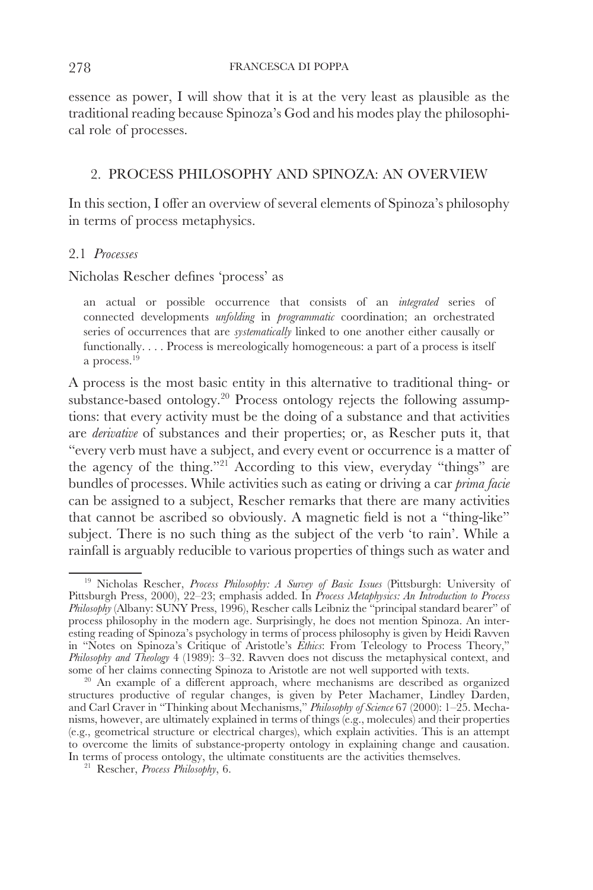essence as power, I will show that it is at the very least as plausible as the traditional reading because Spinoza's God and his modes play the philosophical role of processes.

## 2. PROCESS PHILOSOPHY AND SPINOZA: AN OVERVIEW

In this section, I offer an overview of several elements of Spinoza's philosophy in terms of process metaphysics.

### 2.1 *Processes*

Nicholas Rescher defines 'process' as

> an actual or possible occurrence that consists of an *integrated* series of connected developments *unfolding* in *programmatic* coordination; an orchestrated series of occurrences that are *systematically* linked to one another either causally or functionally. . . . Process is mereologically homogeneous: a part of a process is itself a process.[19]

A process is the most basic entity in this alternative to traditional thing- or substance-based ontology.[20] Process ontology rejects the following assumptions: that every activity must be the doing of a substance and that activities are *derivative* of substances and their properties; or, as Rescher puts it, that "every verb must have a subject, and every event or occurrence is a matter of the agency of the thing."[21] According to this view, everyday "things" are bundles of processes. While activities such as eating or driving a car *prima facie* can be assigned to a subject, Rescher remarks that there are many activities that cannot be ascribed so obviously. A magnetic field is not a "thing-like" subject. There is no such thing as the subject of the verb 'to rain'. While a rainfall is arguably reducible to various properties of things such as water and

---

[19] Nicholas Rescher, *Process Philosophy: A Survey of Basic Issues* (Pittsburgh: University of Pittsburgh Press, 2000), 22–23; emphasis added. In *Process Metaphysics: An Introduction to Process Philosophy* (Albany: SUNY Press, 1996), Rescher calls Leibniz the "principal standard bearer" of process philosophy in the modern age. Surprisingly, he does not mention Spinoza. An interesting reading of Spinoza's psychology in terms of process philosophy is given by Heidi Ravven in "Notes on Spinoza's Critique of Aristotle's *Ethics*: From Teleology to Process Theory," *Philosophy and Theology* 4 (1989): 3–32. Ravven does not discuss the metaphysical context, and some of her claims connecting Spinoza to Aristotle are not well supported with texts.

[20] An example of a different approach, where mechanisms are described as organized structures productive of regular changes, is given by Peter Machamer, Lindley Darden, and Carl Craver in "Thinking about Mechanisms," *Philosophy of Science* 67 (2000): 1–25. Mechanisms, however, are ultimately explained in terms of things (e.g., molecules) and their properties (e.g., geometrical structure or electrical charges), which explain activities. This is an attempt to overcome the limits of substance-property ontology in explaining change and causation. In terms of process ontology, the ultimate constituents are the activities themselves.

[21] Rescher, *Process Philosophy*, 6.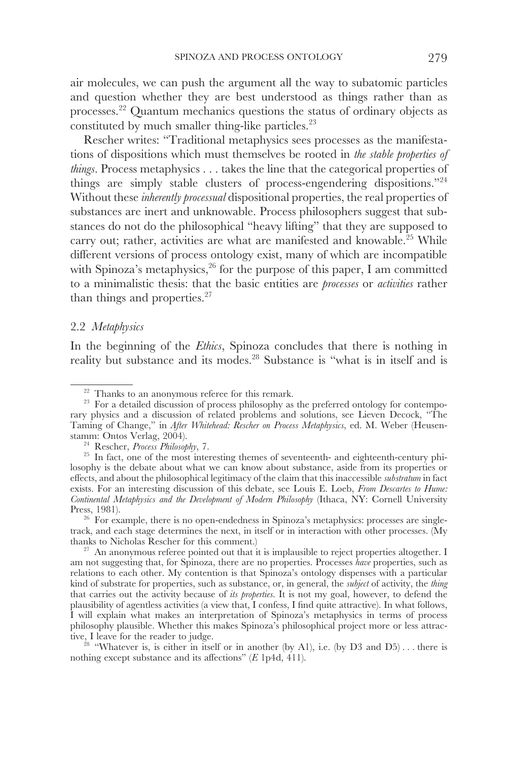air molecules, we can push the argument all the way to subatomic particles and question whether they are best understood as things rather than as processes.[22] Quantum mechanics questions the status of ordinary objects as constituted by much smaller thing-like particles.[23]

Rescher writes: "Traditional metaphysics sees processes as the manifestations of dispositions which must themselves be rooted in *the stable properties of things*. Process metaphysics . . . takes the line that the categorical properties of things are simply stable clusters of process-engendering dispositions."[24] Without these *inherently processual* dispositional properties, the real properties of substances are inert and unknowable. Process philosophers suggest that substances do not do the philosophical "heavy lifting" that they are supposed to carry out; rather, activities are what are manifested and knowable.[25] While different versions of process ontology exist, many of which are incompatible with Spinoza's metaphysics,[26] for the purpose of this paper, I am committed to a minimalistic thesis: that the basic entities are *processes* or *activities* rather than things and properties.[27]

### 2.2 *Metaphysics*

In the beginning of the *Ethics*, Spinoza concludes that there is nothing in reality but substance and its modes.[28] Substance is "what is in itself and is

---

[22] Thanks to an anonymous referee for this remark.

[23] For a detailed discussion of process philosophy as the preferred ontology for contemporary physics and a discussion of related problems and solutions, see Lieven Decock, "The Taming of Change," in *After Whitehead: Rescher on Process Metaphysics*, ed. M. Weber (Heusenstamm: Ontos Verlag, 2004).

[24] Rescher, *Process Philosophy*, 7.

[25] In fact, one of the most interesting themes of seventeenth- and eighteenth-century philosophy is the debate about what we can know about substance, aside from its properties or effects, and about the philosophical legitimacy of the claim that this inaccessible *substratum* in fact exists. For an interesting discussion of this debate, see Louis E. Loeb, *From Descartes to Hume: Continental Metaphysics and the Development of Modern Philosophy* (Ithaca, NY: Cornell University Press, 1981).

[26] For example, there is no open-endedness in Spinoza's metaphysics: processes are single-track, and each stage determines the next, in itself or in interaction with other processes. (My thanks to Nicholas Rescher for this comment.)

[27] An anonymous referee pointed out that it is implausible to reject properties altogether. I am not suggesting that, for Spinoza, there are no properties. Processes *have* properties, such as relations to each other. My contention is that Spinoza's ontology dispenses with a particular kind of substrate for properties, such as substance, or, in general, the *subject* of activity, the *thing* that carries out the activity because of *its properties*. It is not my goal, however, to defend the plausibility of agentless activities (a view that, I confess, I find quite attractive). In what follows, I will explain what makes an interpretation of Spinoza's metaphysics in terms of process philosophy plausible. Whether this makes Spinoza's philosophical project more or less attractive, I leave for the reader to judge.

[28] "Whatever is, is either in itself or in another (by A1), i.e. (by D3 and D5) . . . there is nothing except substance and its affections" (*E* 1p4d, 411).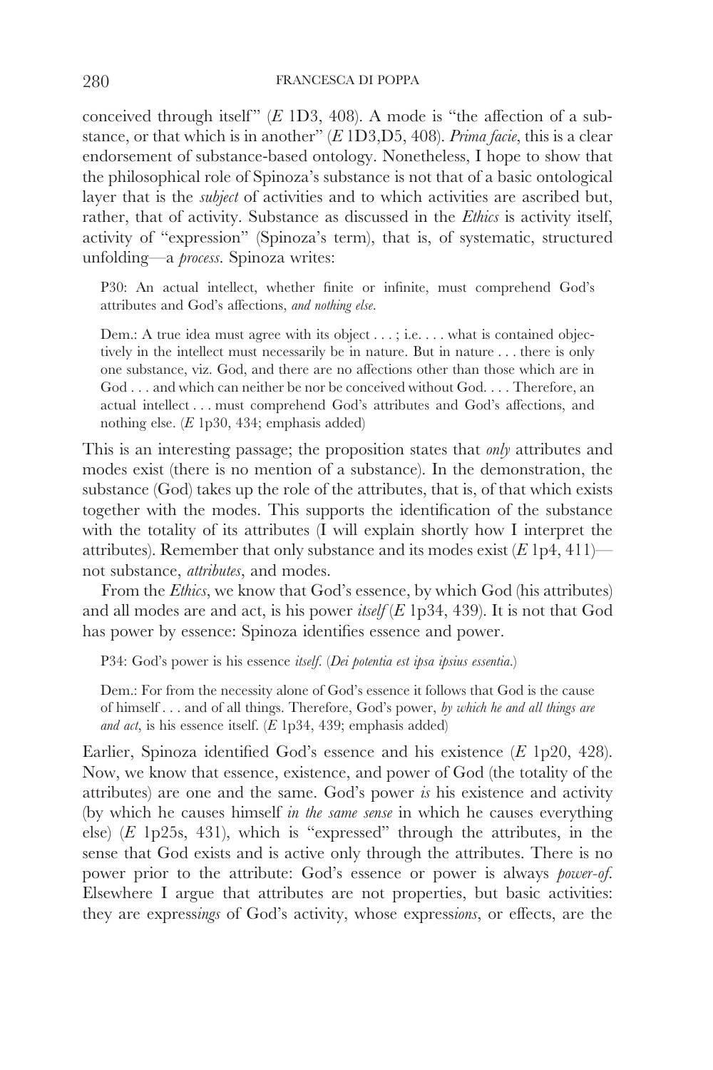conceived through itself" (*E* 1D3, 408). A mode is "the affection of a substance, or that which is in another" (*E* 1D3,D5, 408). *Prima facie*, this is a clear endorsement of substance-based ontology. Nonetheless, I hope to show that the philosophical role of Spinoza's substance is not that of a basic ontological layer that is the *subject* of activities and to which activities are ascribed but, rather, that of activity. Substance as discussed in the *Ethics* is activity itself, activity of "expression" (Spinoza's term), that is, of systematic, structured unfolding—a *process*. Spinoza writes:

> P30: An actual intellect, whether finite or infinite, must comprehend God's attributes and God's affections, *and nothing else.*
>
> Dem.: A true idea must agree with its object . . . ; i.e. . . . what is contained objectively in the intellect must necessarily be in nature. But in nature . . . there is only one substance, viz. God, and there are no affections other than those which are in God . . . and which can neither be nor be conceived without God. . . . Therefore, an actual intellect . . . must comprehend God's attributes and God's affections, and nothing else. (*E* 1p30, 434; emphasis added)

This is an interesting passage; the proposition states that *only* attributes and modes exist (there is no mention of a substance). In the demonstration, the substance (God) takes up the role of the attributes, that is, of that which exists together with the modes. This supports the identification of the substance with the totality of its attributes (I will explain shortly how I interpret the attributes). Remember that only substance and its modes exist (*E* 1p4, 411)—not substance, *attributes*, and modes.

From the *Ethics*, we know that God's essence, by which God (his attributes) and all modes are and act, is his power *itself* (*E* 1p34, 439). It is not that God has power by essence: Spinoza identifies essence and power.

> P34: God's power is his essence *itself*. (*Dei potentia est ipsa ipsius essentia.*)
>
> Dem.: For from the necessity alone of God's essence it follows that God is the cause of himself . . . and of all things. Therefore, God's power, *by which he and all things are and act*, is his essence itself. (*E* 1p34, 439; emphasis added)

Earlier, Spinoza identified God's essence and his existence (*E* 1p20, 428). Now, we know that essence, existence, and power of God (the totality of the attributes) are one and the same. God's power *is* his existence and activity (by which he causes himself *in the same sense* in which he causes everything else) (*E* 1p25s, 431), which is "expressed" through the attributes, in the sense that God exists and is active only through the attributes. There is no power prior to the attribute: God's essence or power is always *power-of*. Elsewhere I argue that attributes are not properties, but basic activities: they are express*ings* of God's activity, whose express*ions*, or effects, are the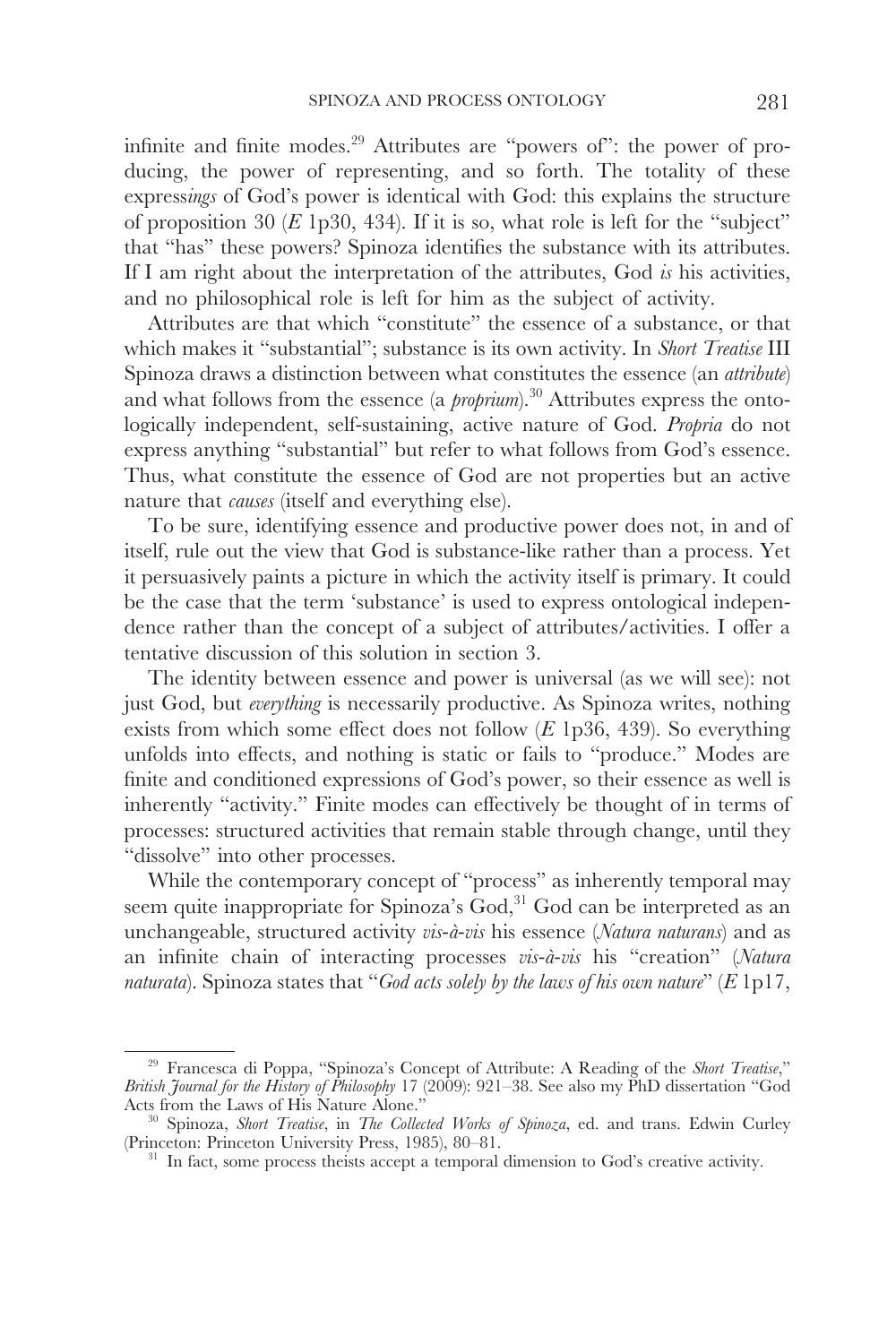infinite and finite modes.[29] Attributes are "powers of": the power of producing, the power of representing, and so forth. The totality of these express*ings* of God's power is identical with God: this explains the structure of proposition 30 (*E* 1p30, 434). If it is so, what role is left for the "subject" that "has" these powers? Spinoza identifies the substance with its attributes. If I am right about the interpretation of the attributes, God *is* his activities, and no philosophical role is left for him as the subject of activity.

Attributes are that which "constitute" the essence of a substance, or that which makes it "substantial"; substance is its own activity. In *Short Treatise* III Spinoza draws a distinction between what constitutes the essence (an *attribute*) and what follows from the essence (a *proprium*).[30] Attributes express the ontologically independent, self-sustaining, active nature of God. *Propria* do not express anything "substantial" but refer to what follows from God's essence. Thus, what constitute the essence of God are not properties but an active nature that *causes* (itself and everything else).

To be sure, identifying essence and productive power does not, in and of itself, rule out the view that God is substance-like rather than a process. Yet it persuasively paints a picture in which the activity itself is primary. It could be the case that the term 'substance' is used to express ontological independence rather than the concept of a subject of attributes/activities. I offer a tentative discussion of this solution in section 3.

The identity between essence and power is universal (as we will see): not just God, but *everything* is necessarily productive. As Spinoza writes, nothing exists from which some effect does not follow (*E* 1p36, 439). So everything unfolds into effects, and nothing is static or fails to "produce." Modes are finite and conditioned expressions of God's power, so their essence as well is inherently "activity." Finite modes can effectively be thought of in terms of processes: structured activities that remain stable through change, until they "dissolve" into other processes.

While the contemporary concept of "process" as inherently temporal may seem quite inappropriate for Spinoza's God,[31] God can be interpreted as an unchangeable, structured activity *vis-à-vis* his essence (*Natura naturans*) and as an infinite chain of interacting processes *vis-à-vis* his "creation" (*Natura naturata*). Spinoza states that "*God acts solely by the laws of his own nature*" (*E* 1p17,

---

[29] Francesca di Poppa, "Spinoza's Concept of Attribute: A Reading of the *Short Treatise*," *British Journal for the History of Philosophy* 17 (2009): 921–38. See also my PhD dissertation "God Acts from the Laws of His Nature Alone."

[30] Spinoza, *Short Treatise*, in *The Collected Works of Spinoza*, ed. and trans. Edwin Curley (Princeton: Princeton University Press, 1985), 80–81.

[31] In fact, some process theists accept a temporal dimension to God's creative activity.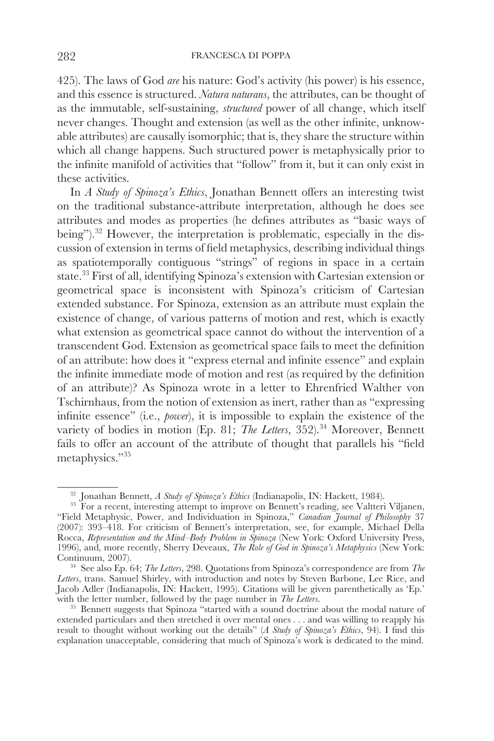425). The laws of God *are* his nature: God's activity (his power) is his essence, and this essence is structured. *Natura naturans*, the attributes, can be thought of as the immutable, self-sustaining, *structured* power of all change, which itself never changes. Thought and extension (as well as the other infinite, unknowable attributes) are causally isomorphic; that is, they share the structure within which all change happens. Such structured power is metaphysically prior to the infinite manifold of activities that "follow" from it, but it can only exist in these activities.

In *A Study of Spinoza's Ethics*, Jonathan Bennett offers an interesting twist on the traditional substance-attribute interpretation, although he does see attributes and modes as properties (he defines attributes as "basic ways of being").[32] However, the interpretation is problematic, especially in the discussion of extension in terms of field metaphysics, describing individual things as spatiotemporally contiguous "strings" of regions in space in a certain state.[33] First of all, identifying Spinoza's extension with Cartesian extension or geometrical space is inconsistent with Spinoza's criticism of Cartesian extended substance. For Spinoza, extension as an attribute must explain the existence of change, of various patterns of motion and rest, which is exactly what extension as geometrical space cannot do without the intervention of a transcendent God. Extension as geometrical space fails to meet the definition of an attribute: how does it "express eternal and infinite essence" and explain the infinite immediate mode of motion and rest (as required by the definition of an attribute)? As Spinoza wrote in a letter to Ehrenfried Walther von Tschirnhaus, from the notion of extension as inert, rather than as "expressing infinite essence" (i.e., *power*), it is impossible to explain the existence of the variety of bodies in motion (Ep. 81; *The Letters*, 352).[34] Moreover, Bennett fails to offer an account of the attribute of thought that parallels his "field metaphysics."[35]

---

[32] Jonathan Bennett, *A Study of Spinoza's Ethics* (Indianapolis, IN: Hackett, 1984).

[33] For a recent, interesting attempt to improve on Bennett's reading, see Valtteri Viljanen, "Field Metaphysic, Power, and Individuation in Spinoza," *Canadian Journal of Philosophy* 37 (2007): 393–418. For criticism of Bennett's interpretation, see, for example, Michael Della Rocca, *Representation and the Mind–Body Problem in Spinoza* (New York: Oxford University Press, 1996), and, more recently, Sherry Deveaux, *The Role of God in Spinoza's Metaphysics* (New York: Continuum, 2007).

[34] See also Ep. 64; *The Letters*, 298. Quotations from Spinoza's correspondence are from *The Letters*, trans. Samuel Shirley, with introduction and notes by Steven Barbone, Lee Rice, and Jacob Adler (Indianapolis, IN: Hackett, 1995). Citations will be given parenthetically as 'Ep.' with the letter number, followed by the page number in *The Letters*.

[35] Bennett suggests that Spinoza "started with a sound doctrine about the modal nature of extended particulars and then stretched it over mental ones . . . and was willing to reapply his result to thought without working out the details" (*A Study of Spinoza's Ethics*, 94). I find this explanation unacceptable, considering that much of Spinoza's work is dedicated to the mind.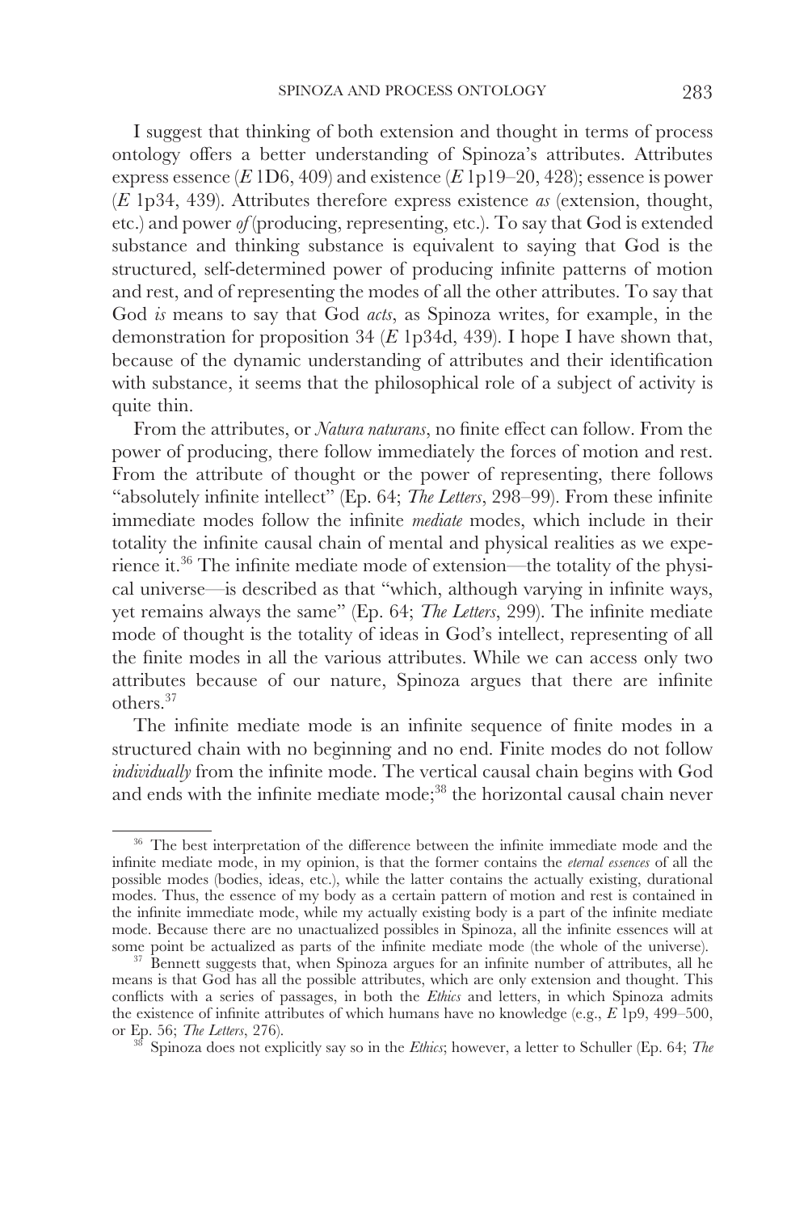I suggest that thinking of both extension and thought in terms of process ontology offers a better understanding of Spinoza's attributes. Attributes express essence (*E* 1D6, 409) and existence (*E* 1p19–20, 428); essence is power (*E* 1p34, 439). Attributes therefore express existence *as* (extension, thought, etc.) and power *of* (producing, representing, etc.). To say that God is extended substance and thinking substance is equivalent to saying that God is the structured, self-determined power of producing infinite patterns of motion and rest, and of representing the modes of all the other attributes. To say that God *is* means to say that God *acts*, as Spinoza writes, for example, in the demonstration for proposition 34 (*E* 1p34d, 439). I hope I have shown that, because of the dynamic understanding of attributes and their identification with substance, it seems that the philosophical role of a subject of activity is quite thin.

From the attributes, or *Natura naturans*, no finite effect can follow. From the power of producing, there follow immediately the forces of motion and rest. From the attribute of thought or the power of representing, there follows "absolutely infinite intellect" (Ep. 64; *The Letters*, 298–99). From these infinite immediate modes follow the infinite *mediate* modes, which include in their totality the infinite causal chain of mental and physical realities as we experience it.[36] The infinite mediate mode of extension—the totality of the physical universe—is described as that "which, although varying in infinite ways, yet remains always the same" (Ep. 64; *The Letters*, 299). The infinite mediate mode of thought is the totality of ideas in God's intellect, representing of all the finite modes in all the various attributes. While we can access only two attributes because of our nature, Spinoza argues that there are infinite others.[37]

The infinite mediate mode is an infinite sequence of finite modes in a structured chain with no beginning and no end. Finite modes do not follow *individually* from the infinite mode. The vertical causal chain begins with God and ends with the infinite mediate mode;[38] the horizontal causal chain never

---

[36] The best interpretation of the difference between the infinite immediate mode and the infinite mediate mode, in my opinion, is that the former contains the *eternal essences* of all the possible modes (bodies, ideas, etc.), while the latter contains the actually existing, durational modes. Thus, the essence of my body as a certain pattern of motion and rest is contained in the infinite immediate mode, while my actually existing body is a part of the infinite mediate mode. Because there are no unactualized possibles in Spinoza, all the infinite essences will at some point be actualized as parts of the infinite mediate mode (the whole of the universe).

[37] Bennett suggests that, when Spinoza argues for an infinite number of attributes, all he means is that God has all the possible attributes, which are only extension and thought. This conflicts with a series of passages, in both the *Ethics* and letters, in which Spinoza admits the existence of infinite attributes of which humans have no knowledge (e.g., *E* 1p9, 499–500, or Ep. 56; *The Letters*, 276).

[38] Spinoza does not explicitly say so in the *Ethics*; however, a letter to Schuller (Ep. 64; *The*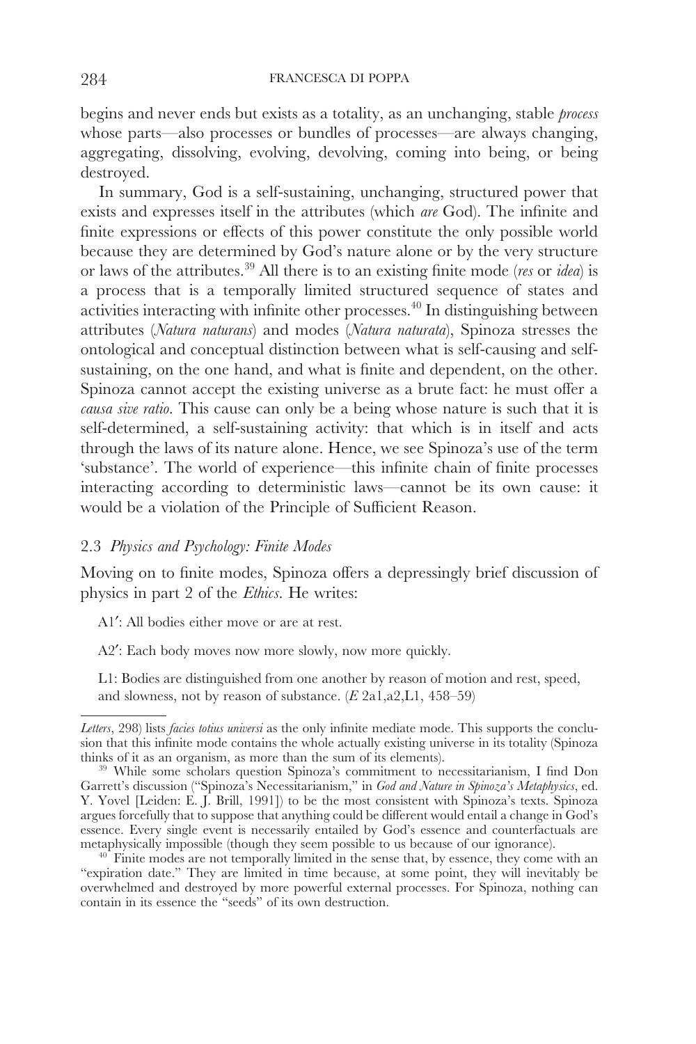begins and never ends but exists as a totality, as an unchanging, stable *process* whose parts—also processes or bundles of processes—are always changing, aggregating, dissolving, evolving, devolving, coming into being, or being destroyed.

In summary, God is a self-sustaining, unchanging, structured power that exists and expresses itself in the attributes (which *are* God). The infinite and finite expressions or effects of this power constitute the only possible world because they are determined by God's nature alone or by the very structure or laws of the attributes.[39] All there is to an existing finite mode (*res* or *idea*) is a process that is a temporally limited structured sequence of states and activities interacting with infinite other processes.[40] In distinguishing between attributes (*Natura naturans*) and modes (*Natura naturata*), Spinoza stresses the ontological and conceptual distinction between what is self-causing and self-sustaining, on the one hand, and what is finite and dependent, on the other. Spinoza cannot accept the existing universe as a brute fact: he must offer a *causa sive ratio*. This cause can only be a being whose nature is such that it is self-determined, a self-sustaining activity: that which is in itself and acts through the laws of its nature alone. Hence, we see Spinoza's use of the term 'substance'. The world of experience—this infinite chain of finite processes interacting according to deterministic laws—cannot be its own cause: it would be a violation of the Principle of Sufficient Reason.

### 2.3 *Physics and Psychology: Finite Modes*

Moving on to finite modes, Spinoza offers a depressingly brief discussion of physics in part 2 of the *Ethics*. He writes:

> A1′: All bodies either move or are at rest.
>
> A2′: Each body moves now more slowly, now more quickly.
>
> L1: Bodies are distinguished from one another by reason of motion and rest, speed, and slowness, not by reason of substance. (*E* 2a1,a2,L1, 458–59)

---

*Letters*, 298) lists *facies totius universi* as the only infinite mediate mode. This supports the conclusion that this infinite mode contains the whole actually existing universe in its totality (Spinoza thinks of it as an organism, as more than the sum of its elements).

[39] While some scholars question Spinoza's commitment to necessitarianism, I find Don Garrett's discussion ("Spinoza's Necessitarianism," in *God and Nature in Spinoza's Metaphysics*, ed. Y. Yovel [Leiden: E. J. Brill, 1991]) to be the most consistent with Spinoza's texts. Spinoza argues forcefully that to suppose that anything could be different would entail a change in God's essence. Every single event is necessarily entailed by God's essence and counterfactuals are metaphysically impossible (though they seem possible to us because of our ignorance).

[40] Finite modes are not temporally limited in the sense that, by essence, they come with an "expiration date." They are limited in time because, at some point, they will inevitably be overwhelmed and destroyed by more powerful external processes. For Spinoza, nothing can contain in its essence the "seeds" of its own destruction.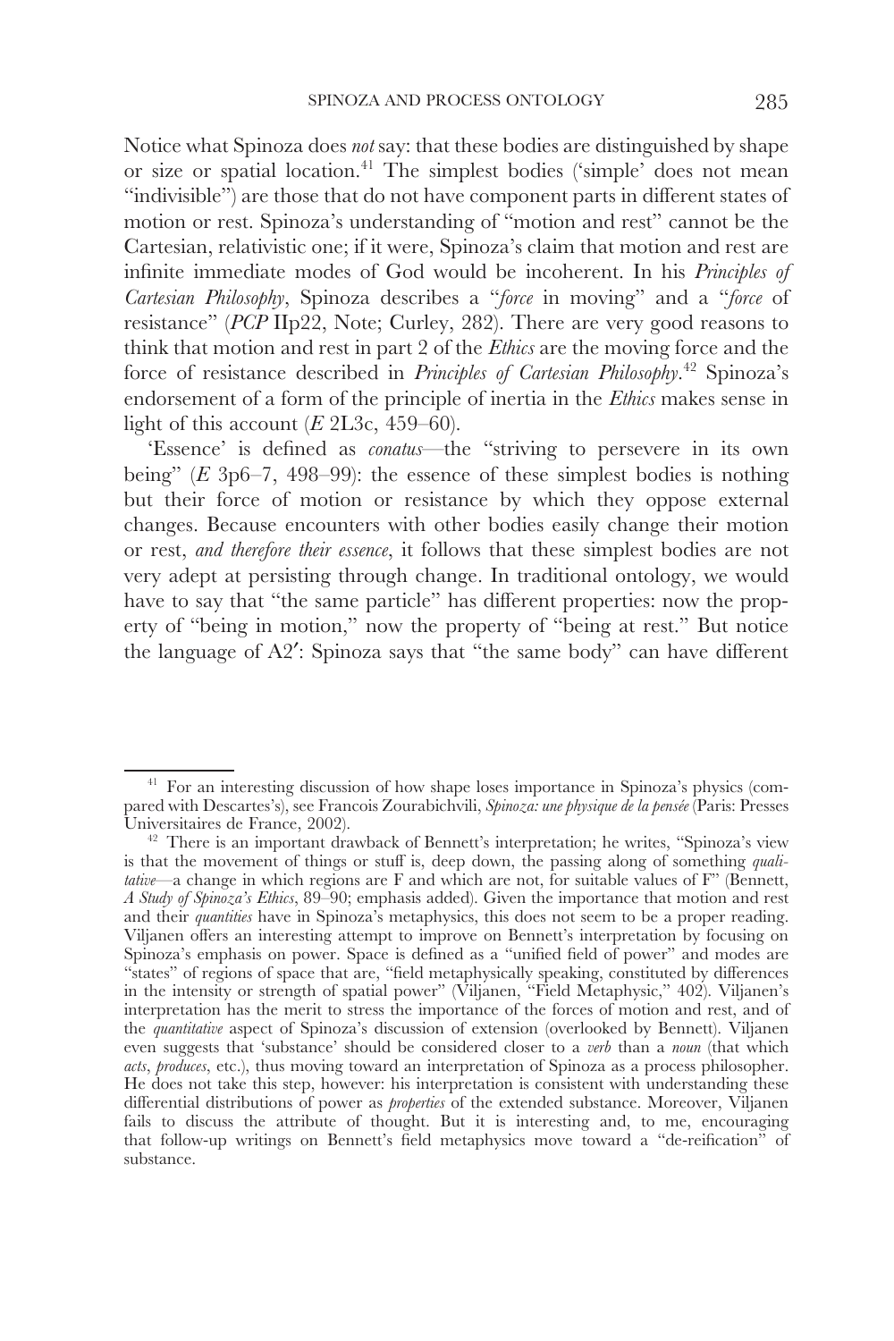Notice what Spinoza does *not* say: that these bodies are distinguished by shape or size or spatial location.[41] The simplest bodies ('simple' does not mean "indivisible") are those that do not have component parts in different states of motion or rest. Spinoza's understanding of "motion and rest" cannot be the Cartesian, relativistic one; if it were, Spinoza's claim that motion and rest are infinite immediate modes of God would be incoherent. In his *Principles of Cartesian Philosophy*, Spinoza describes a "*force* in moving" and a "*force* of resistance" (*PCP* IIp22, Note; Curley, 282). There are very good reasons to think that motion and rest in part 2 of the *Ethics* are the moving force and the force of resistance described in *Principles of Cartesian Philosophy*.[42] Spinoza's endorsement of a form of the principle of inertia in the *Ethics* makes sense in light of this account (*E* 2L3c, 459–60).

'Essence' is defined as *conatus*—the "striving to persevere in its own being" (*E* 3p6–7, 498–99): the essence of these simplest bodies is nothing but their force of motion or resistance by which they oppose external changes. Because encounters with other bodies easily change their motion or rest, *and therefore their essence*, it follows that these simplest bodies are not very adept at persisting through change. In traditional ontology, we would have to say that "the same particle" has different properties: now the property of "being in motion," now the property of "being at rest." But notice the language of A2′: Spinoza says that "the same body" can have different

---

[41] For an interesting discussion of how shape loses importance in Spinoza's physics (compared with Descartes's), see Francois Zourabichvili, *Spinoza: une physique de la pensée* (Paris: Presses Universitaires de France, 2002).

[42] There is an important drawback of Bennett's interpretation; he writes, "Spinoza's view is that the movement of things or stuff is, deep down, the passing along of something *qualitative*—a change in which regions are F and which are not, for suitable values of F" (Bennett, *A Study of Spinoza's Ethics*, 89–90; emphasis added). Given the importance that motion and rest and their *quantities* have in Spinoza's metaphysics, this does not seem to be a proper reading. Viljanen offers an interesting attempt to improve on Bennett's interpretation by focusing on Spinoza's emphasis on power. Space is defined as a "unified field of power" and modes are "states" of regions of space that are, "field metaphysically speaking, constituted by differences in the intensity or strength of spatial power" (Viljanen, "Field Metaphysic," 402). Viljanen's interpretation has the merit to stress the importance of the forces of motion and rest, and of the *quantitative* aspect of Spinoza's discussion of extension (overlooked by Bennett). Viljanen even suggests that 'substance' should be considered closer to a *verb* than a *noun* (that which *acts*, *produces*, etc.), thus moving toward an interpretation of Spinoza as a process philosopher. He does not take this step, however: his interpretation is consistent with understanding these differential distributions of power as *properties* of the extended substance. Moreover, Viljanen fails to discuss the attribute of thought. But it is interesting and, to me, encouraging that follow-up writings on Bennett's field metaphysics move toward a "de-reification" of substance.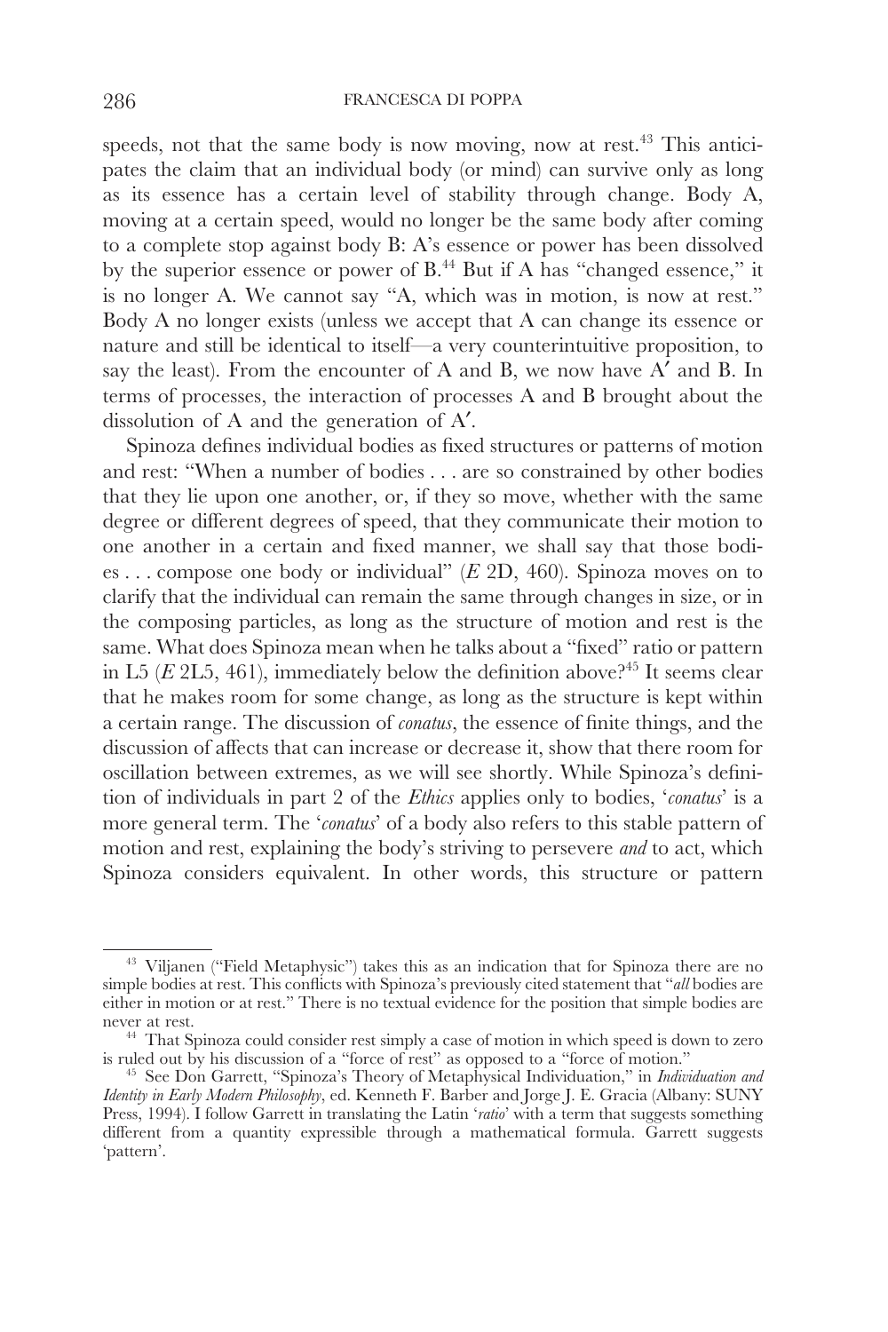speeds, not that the same body is now moving, now at rest.[43] This anticipates the claim that an individual body (or mind) can survive only as long as its essence has a certain level of stability through change. Body A, moving at a certain speed, would no longer be the same body after coming to a complete stop against body B: A's essence or power has been dissolved by the superior essence or power of B.[44] But if A has "changed essence," it is no longer A. We cannot say "A, which was in motion, is now at rest." Body A no longer exists (unless we accept that A can change its essence or nature and still be identical to itself—a very counterintuitive proposition, to say the least). From the encounter of A and B, we now have A′ and B. In terms of processes, the interaction of processes A and B brought about the dissolution of A and the generation of A′.

Spinoza defines individual bodies as fixed structures or patterns of motion and rest: "When a number of bodies . . . are so constrained by other bodies that they lie upon one another, or, if they so move, whether with the same degree or different degrees of speed, that they communicate their motion to one another in a certain and fixed manner, we shall say that those bodies . . . compose one body or individual" (*E* 2D, 460). Spinoza moves on to clarify that the individual can remain the same through changes in size, or in the composing particles, as long as the structure of motion and rest is the same. What does Spinoza mean when he talks about a "fixed" ratio or pattern in L5 (*E* 2L5, 461), immediately below the definition above?[45] It seems clear that he makes room for some change, as long as the structure is kept within a certain range. The discussion of *conatus*, the essence of finite things, and the discussion of affects that can increase or decrease it, show that there room for oscillation between extremes, as we will see shortly. While Spinoza's definition of individuals in part 2 of the *Ethics* applies only to bodies, '*conatus*' is a more general term. The '*conatus*' of a body also refers to this stable pattern of motion and rest, explaining the body's striving to persevere *and* to act, which Spinoza considers equivalent. In other words, this structure or pattern

---

[43] Viljanen ("Field Metaphysic") takes this as an indication that for Spinoza there are no simple bodies at rest. This conflicts with Spinoza's previously cited statement that "*all* bodies are either in motion or at rest." There is no textual evidence for the position that simple bodies are never at rest.

[44] That Spinoza could consider rest simply a case of motion in which speed is down to zero is ruled out by his discussion of a "force of rest" as opposed to a "force of motion."

[45] See Don Garrett, "Spinoza's Theory of Metaphysical Individuation," in *Individuation and Identity in Early Modern Philosophy*, ed. Kenneth F. Barber and Jorge J. E. Gracia (Albany: SUNY Press, 1994). I follow Garrett in translating the Latin '*ratio*' with a term that suggests something different from a quantity expressible through a mathematical formula. Garrett suggests 'pattern'.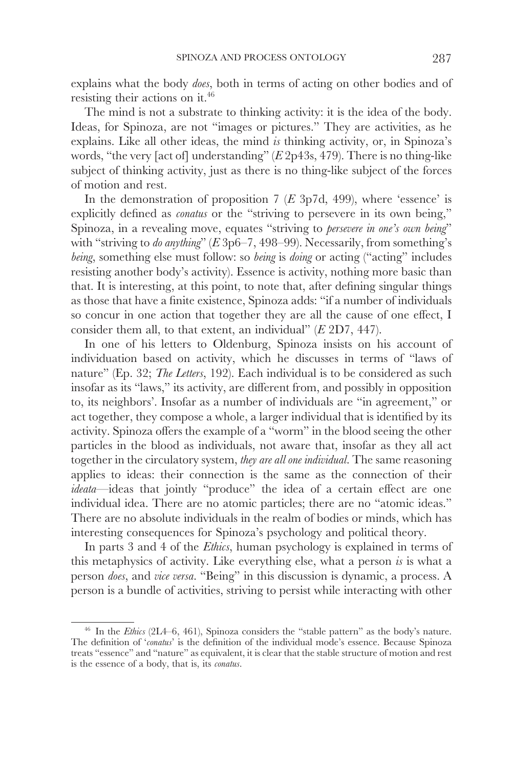explains what the body *does*, both in terms of acting on other bodies and of resisting their actions on it.[46]

The mind is not a substrate to thinking activity: it is the idea of the body. Ideas, for Spinoza, are not "images or pictures." They are activities, as he explains. Like all other ideas, the mind *is* thinking activity, or, in Spinoza's words, "the very [act of] understanding" (*E* 2p43s, 479). There is no thing-like subject of thinking activity, just as there is no thing-like subject of the forces of motion and rest.

In the demonstration of proposition 7 (*E* 3p7d, 499), where 'essence' is explicitly defined as *conatus* or the "striving to persevere in its own being," Spinoza, in a revealing move, equates "striving to *persevere in one's own being*" with "striving to *do anything*" (*E* 3p6–7, 498–99). Necessarily, from something's *being*, something else must follow: so *being* is *doing* or acting ("acting" includes resisting another body's activity). Essence is activity, nothing more basic than that. It is interesting, at this point, to note that, after defining singular things as those that have a finite existence, Spinoza adds: "if a number of individuals so concur in one action that together they are all the cause of one effect, I consider them all, to that extent, an individual" (*E* 2D7, 447).

In one of his letters to Oldenburg, Spinoza insists on his account of individuation based on activity, which he discusses in terms of "laws of nature" (Ep. 32; *The Letters*, 192). Each individual is to be considered as such insofar as its "laws," its activity, are different from, and possibly in opposition to, its neighbors'. Insofar as a number of individuals are "in agreement," or act together, they compose a whole, a larger individual that is identified by its activity. Spinoza offers the example of a "worm" in the blood seeing the other particles in the blood as individuals, not aware that, insofar as they all act together in the circulatory system, *they are all one individual*. The same reasoning applies to ideas: their connection is the same as the connection of their *ideata*—ideas that jointly "produce" the idea of a certain effect are one individual idea. There are no atomic particles; there are no "atomic ideas." There are no absolute individuals in the realm of bodies or minds, which has interesting consequences for Spinoza's psychology and political theory.

In parts 3 and 4 of the *Ethics*, human psychology is explained in terms of this metaphysics of activity. Like everything else, what a person *is* is what a person *does*, and *vice versa*. "Being" in this discussion is dynamic, a process. A person is a bundle of activities, striving to persist while interacting with other

---

[46] In the *Ethics* (2L4–6, 461), Spinoza considers the "stable pattern" as the body's nature. The definition of '*conatus*' is the definition of the individual mode's essence. Because Spinoza treats "essence" and "nature" as equivalent, it is clear that the stable structure of motion and rest is the essence of a body, that is, its *conatus*.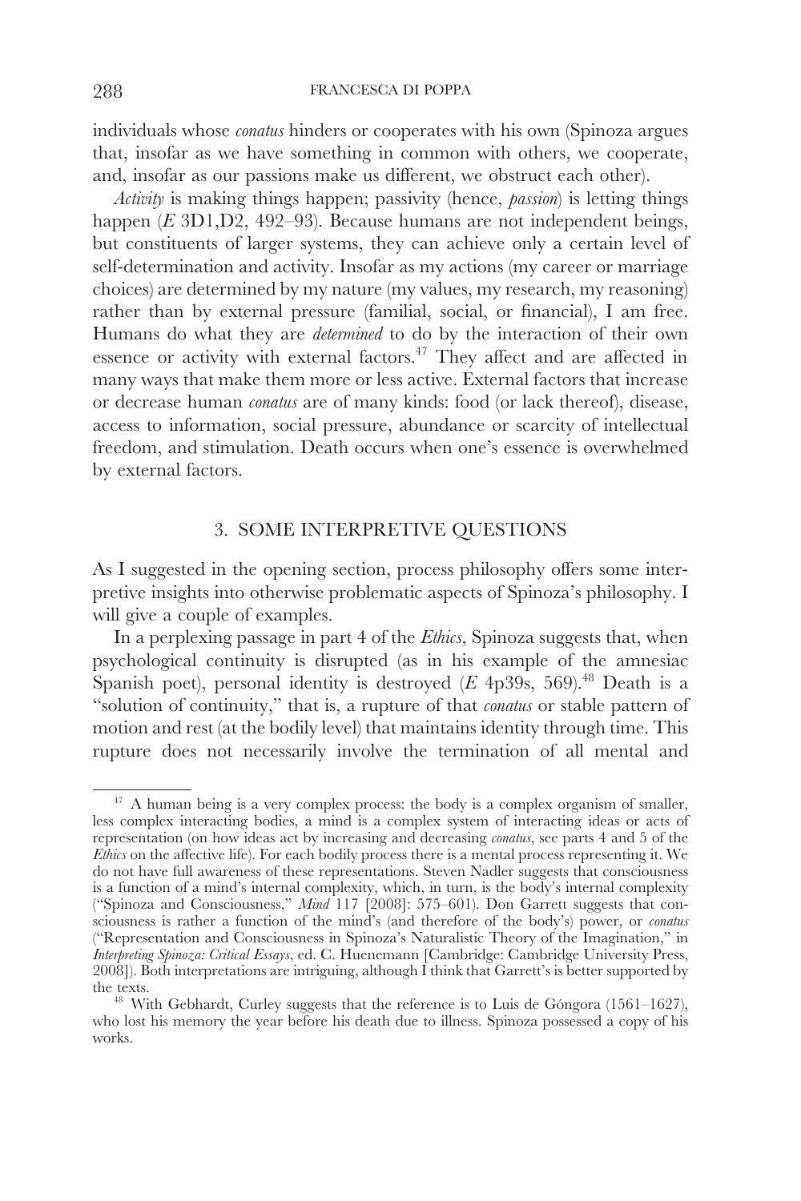individuals whose *conatus* hinders or cooperates with his own (Spinoza argues that, insofar as we have something in common with others, we cooperate, and, insofar as our passions make us different, we obstruct each other).

*Activity* is making things happen; passivity (hence, *passion*) is letting things happen (*E* 3D1,D2, 492–93). Because humans are not independent beings, but constituents of larger systems, they can achieve only a certain level of self-determination and activity. Insofar as my actions (my career or marriage choices) are determined by my nature (my values, my research, my reasoning) rather than by external pressure (familial, social, or financial), I am free. Humans do what they are *determined* to do by the interaction of their own essence or activity with external factors.[47] They affect and are affected in many ways that make them more or less active. External factors that increase or decrease human *conatus* are of many kinds: food (or lack thereof), disease, access to information, social pressure, abundance or scarcity of intellectual freedom, and stimulation. Death occurs when one's essence is overwhelmed by external factors.

## 3. SOME INTERPRETIVE QUESTIONS

As I suggested in the opening section, process philosophy offers some interpretive insights into otherwise problematic aspects of Spinoza's philosophy. I will give a couple of examples.

In a perplexing passage in part 4 of the *Ethics*, Spinoza suggests that, when psychological continuity is disrupted (as in his example of the amnesiac Spanish poet), personal identity is destroyed (*E* 4p39s, 569).[48] Death is a "solution of continuity," that is, a rupture of that *conatus* or stable pattern of motion and rest (at the bodily level) that maintains identity through time. This rupture does not necessarily involve the termination of all mental and

---

[47] A human being is a very complex process: the body is a complex organism of smaller, less complex interacting bodies, a mind is a complex system of interacting ideas or acts of representation (on how ideas act by increasing and decreasing *conatus*, see parts 4 and 5 of the *Ethics* on the affective life). For each bodily process there is a mental process representing it. We do not have full awareness of these representations. Steven Nadler suggests that consciousness is a function of a mind's internal complexity, which, in turn, is the body's internal complexity ("Spinoza and Consciousness," *Mind* 117 [2008]: 575–601). Don Garrett suggests that consciousness is rather a function of the mind's (and therefore of the body's) power, or *conatus* ("Representation and Consciousness in Spinoza's Naturalistic Theory of the Imagination," in *Interpreting Spinoza: Critical Essays*, ed. C. Huenemann [Cambridge: Cambridge University Press, 2008]). Both interpretations are intriguing, although I think that Garrett's is better supported by the texts.

[48] With Gebhardt, Curley suggests that the reference is to Luis de Góngora (1561–1627), who lost his memory the year before his death due to illness. Spinoza possessed a copy of his works.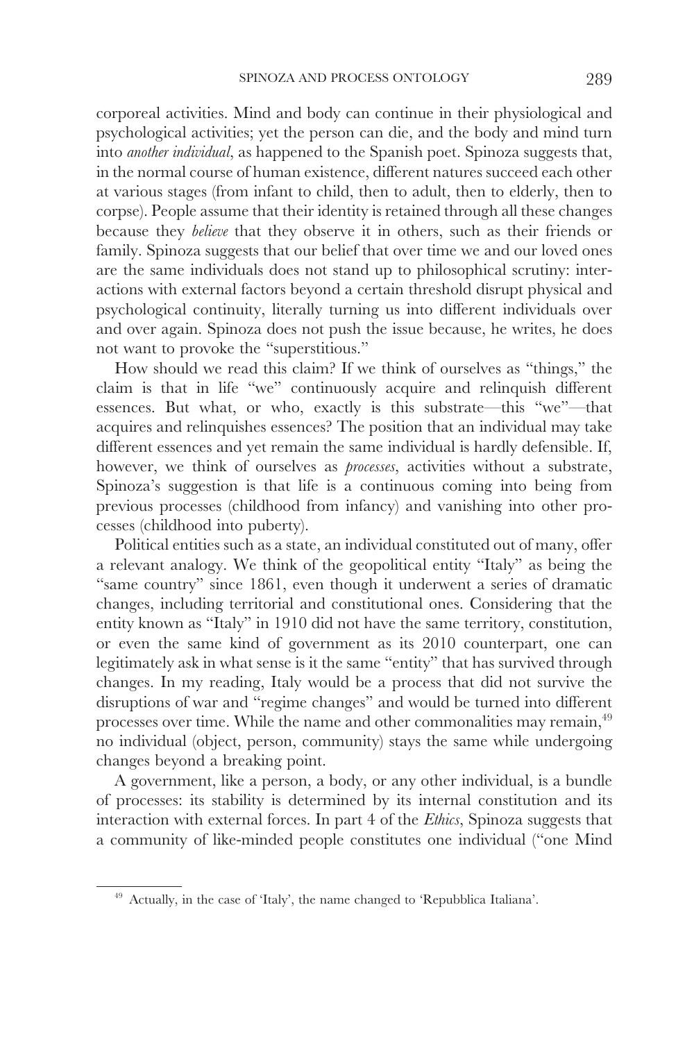corporeal activities. Mind and body can continue in their physiological and psychological activities; yet the person can die, and the body and mind turn into *another individual*, as happened to the Spanish poet. Spinoza suggests that, in the normal course of human existence, different natures succeed each other at various stages (from infant to child, then to adult, then to elderly, then to corpse). People assume that their identity is retained through all these changes because they *believe* that they observe it in others, such as their friends or family. Spinoza suggests that our belief that over time we and our loved ones are the same individuals does not stand up to philosophical scrutiny: interactions with external factors beyond a certain threshold disrupt physical and psychological continuity, literally turning us into different individuals over and over again. Spinoza does not push the issue because, he writes, he does not want to provoke the "superstitious."

How should we read this claim? If we think of ourselves as "things," the claim is that in life "we" continuously acquire and relinquish different essences. But what, or who, exactly is this substrate—this "we"—that acquires and relinquishes essences? The position that an individual may take different essences and yet remain the same individual is hardly defensible. If, however, we think of ourselves as *processes*, activities without a substrate, Spinoza's suggestion is that life is a continuous coming into being from previous processes (childhood from infancy) and vanishing into other processes (childhood into puberty).

Political entities such as a state, an individual constituted out of many, offer a relevant analogy. We think of the geopolitical entity "Italy" as being the "same country" since 1861, even though it underwent a series of dramatic changes, including territorial and constitutional ones. Considering that the entity known as "Italy" in 1910 did not have the same territory, constitution, or even the same kind of government as its 2010 counterpart, one can legitimately ask in what sense is it the same "entity" that has survived through changes. In my reading, Italy would be a process that did not survive the disruptions of war and "regime changes" and would be turned into different processes over time. While the name and other commonalities may remain,[49] no individual (object, person, community) stays the same while undergoing changes beyond a breaking point.

A government, like a person, a body, or any other individual, is a bundle of processes: its stability is determined by its internal constitution and its interaction with external forces. In part 4 of the *Ethics*, Spinoza suggests that a community of like-minded people constitutes one individual ("one Mind

[49] Actually, in the case of 'Italy', the name changed to 'Repubblica Italiana'.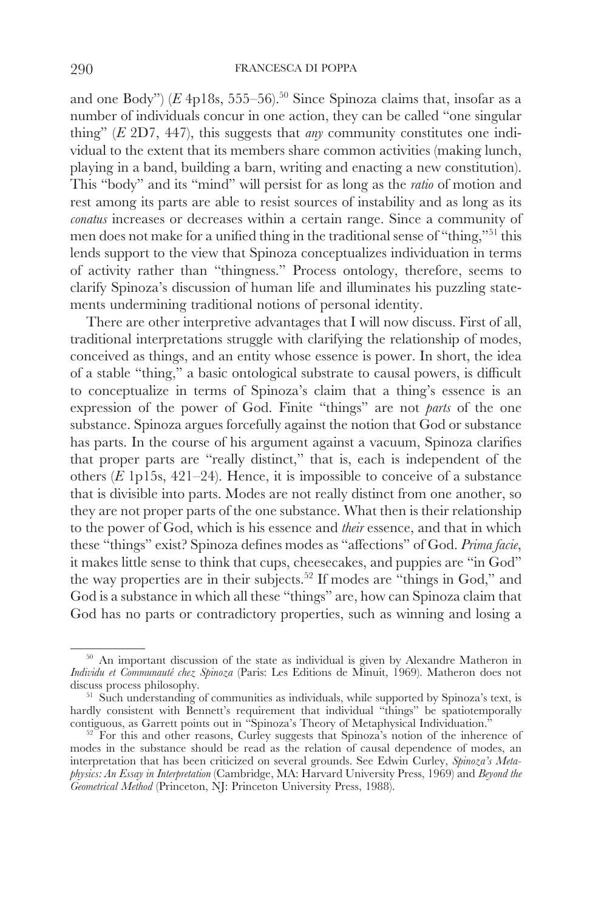and one Body") (*E* 4p18s, 555–56).[50] Since Spinoza claims that, insofar as a number of individuals concur in one action, they can be called "one singular thing" (*E* 2D7, 447), this suggests that *any* community constitutes one individual to the extent that its members share common activities (making lunch, playing in a band, building a barn, writing and enacting a new constitution). This "body" and its "mind" will persist for as long as the *ratio* of motion and rest among its parts are able to resist sources of instability and as long as its *conatus* increases or decreases within a certain range. Since a community of men does not make for a unified thing in the traditional sense of "thing,"[51] this lends support to the view that Spinoza conceptualizes individuation in terms of activity rather than "thingness." Process ontology, therefore, seems to clarify Spinoza's discussion of human life and illuminates his puzzling statements undermining traditional notions of personal identity.

There are other interpretive advantages that I will now discuss. First of all, traditional interpretations struggle with clarifying the relationship of modes, conceived as things, and an entity whose essence is power. In short, the idea of a stable "thing," a basic ontological substrate to causal powers, is difficult to conceptualize in terms of Spinoza's claim that a thing's essence is an expression of the power of God. Finite "things" are not *parts* of the one substance. Spinoza argues forcefully against the notion that God or substance has parts. In the course of his argument against a vacuum, Spinoza clarifies that proper parts are "really distinct," that is, each is independent of the others (*E* 1p15s, 421–24). Hence, it is impossible to conceive of a substance that is divisible into parts. Modes are not really distinct from one another, so they are not proper parts of the one substance. What then is their relationship to the power of God, which is his essence and *their* essence, and that in which these "things" exist? Spinoza defines modes as "affections" of God. *Prima facie*, it makes little sense to think that cups, cheesecakes, and puppies are "in God" the way properties are in their subjects.[52] If modes are "things in God," and God is a substance in which all these "things" are, how can Spinoza claim that God has no parts or contradictory properties, such as winning and losing a

---

[50] An important discussion of the state as individual is given by Alexandre Matheron in *Individu et Communauté chez Spinoza* (Paris: Les Editions de Minuit, 1969). Matheron does not discuss process philosophy.

[51] Such understanding of communities as individuals, while supported by Spinoza's text, is hardly consistent with Bennett's requirement that individual "things" be spatiotemporally contiguous, as Garrett points out in "Spinoza's Theory of Metaphysical Individuation."

[52] For this and other reasons, Curley suggests that Spinoza's notion of the inherence of modes in the substance should be read as the relation of causal dependence of modes, an interpretation that has been criticized on several grounds. See Edwin Curley, *Spinoza's Metaphysics: An Essay in Interpretation* (Cambridge, MA: Harvard University Press, 1969) and *Beyond the Geometrical Method* (Princeton, NJ: Princeton University Press, 1988).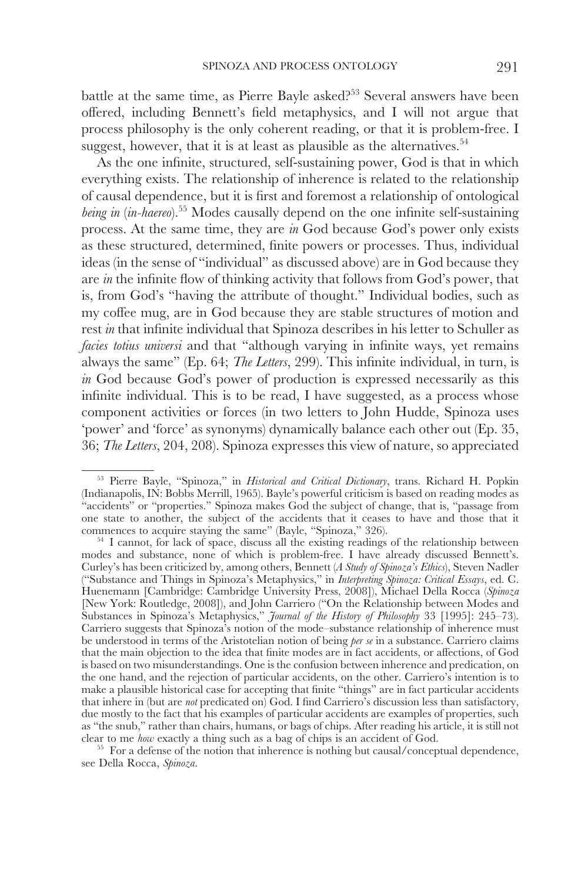battle at the same time, as Pierre Bayle asked?[53] Several answers have been offered, including Bennett's field metaphysics, and I will not argue that process philosophy is the only coherent reading, or that it is problem-free. I suggest, however, that it is at least as plausible as the alternatives.[54]

As the one infinite, structured, self-sustaining power, God is that in which everything exists. The relationship of inherence is related to the relationship of causal dependence, but it is first and foremost a relationship of ontological *being in* (*in-haereo*).[55] Modes causally depend on the one infinite self-sustaining process. At the same time, they are *in* God because God's power only exists as these structured, determined, finite powers or processes. Thus, individual ideas (in the sense of "individual" as discussed above) are in God because they are *in* the infinite flow of thinking activity that follows from God's power, that is, from God's "having the attribute of thought." Individual bodies, such as my coffee mug, are in God because they are stable structures of motion and rest *in* that infinite individual that Spinoza describes in his letter to Schuller as *facies totius universi* and that "although varying in infinite ways, yet remains always the same" (Ep. 64; *The Letters*, 299). This infinite individual, in turn, is *in* God because God's power of production is expressed necessarily as this infinite individual. This is to be read, I have suggested, as a process whose component activities or forces (in two letters to John Hudde, Spinoza uses 'power' and 'force' as synonyms) dynamically balance each other out (Ep. 35, 36; *The Letters*, 204, 208). Spinoza expresses this view of nature, so appreciated

---

[53] Pierre Bayle, "Spinoza," in *Historical and Critical Dictionary*, trans. Richard H. Popkin (Indianapolis, IN: Bobbs Merrill, 1965). Bayle's powerful criticism is based on reading modes as "accidents" or "properties." Spinoza makes God the subject of change, that is, "passage from one state to another, the subject of the accidents that it ceases to have and those that it commences to acquire staying the same" (Bayle, "Spinoza," 326).

[54] I cannot, for lack of space, discuss all the existing readings of the relationship between modes and substance, none of which is problem-free. I have already discussed Bennett's. Curley's has been criticized by, among others, Bennett (*A Study of Spinoza's Ethics*), Steven Nadler ("Substance and Things in Spinoza's Metaphysics," in *Interpreting Spinoza: Critical Essays*, ed. C. Huenemann [Cambridge: Cambridge University Press, 2008]), Michael Della Rocca (*Spinoza* [New York: Routledge, 2008]), and John Carriero ("On the Relationship between Modes and Substances in Spinoza's Metaphysics," *Journal of the History of Philosophy* 33 [1995]: 245–73). Carriero suggests that Spinoza's notion of the mode–substance relationship of inherence must be understood in terms of the Aristotelian notion of being *per se* in a substance. Carriero claims that the main objection to the idea that finite modes are in fact accidents, or affections, of God is based on two misunderstandings. One is the confusion between inherence and predication, on the one hand, and the rejection of particular accidents, on the other. Carriero's intention is to make a plausible historical case for accepting that finite "things" are in fact particular accidents that inhere in (but are *not* predicated on) God. I find Carriero's discussion less than satisfactory, due mostly to the fact that his examples of particular accidents are examples of properties, such as "the snub," rather than chairs, humans, or bags of chips. After reading his article, it is still not clear to me *how* exactly a thing such as a bag of chips is an accident of God.

[55] For a defense of the notion that inherence is nothing but causal/conceptual dependence, see Della Rocca, *Spinoza*.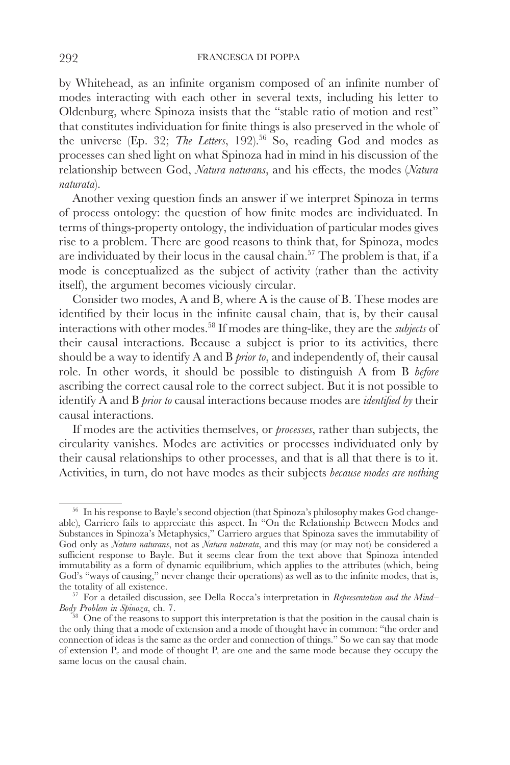by Whitehead, as an infinite organism composed of an infinite number of modes interacting with each other in several texts, including his letter to Oldenburg, where Spinoza insists that the "stable ratio of motion and rest" that constitutes individuation for finite things is also preserved in the whole of the universe (Ep. 32; *The Letters*, 192).[56] So, reading God and modes as processes can shed light on what Spinoza had in mind in his discussion of the relationship between God, *Natura naturans*, and his effects, the modes (*Natura naturata*).

Another vexing question finds an answer if we interpret Spinoza in terms of process ontology: the question of how finite modes are individuated. In terms of things-property ontology, the individuation of particular modes gives rise to a problem. There are good reasons to think that, for Spinoza, modes are individuated by their locus in the causal chain.[57] The problem is that, if a mode is conceptualized as the subject of activity (rather than the activity itself), the argument becomes viciously circular.

Consider two modes, A and B, where A is the cause of B. These modes are identified by their locus in the infinite causal chain, that is, by their causal interactions with other modes.[58] If modes are thing-like, they are the *subjects* of their causal interactions. Because a subject is prior to its activities, there should be a way to identify A and B *prior to*, and independently of, their causal role. In other words, it should be possible to distinguish A from B *before* ascribing the correct causal role to the correct subject. But it is not possible to identify A and B *prior to* causal interactions because modes are *identified by* their causal interactions.

If modes are the activities themselves, or *processes*, rather than subjects, the circularity vanishes. Modes are activities or processes individuated only by their causal relationships to other processes, and that is all that there is to it. Activities, in turn, do not have modes as their subjects *because modes are nothing*

---

[56] In his response to Bayle's second objection (that Spinoza's philosophy makes God changeable), Carriero fails to appreciate this aspect. In "On the Relationship Between Modes and Substances in Spinoza's Metaphysics," Carriero argues that Spinoza saves the immutability of God only as *Natura naturans*, not as *Natura naturata*, and this may (or may not) be considered a sufficient response to Bayle. But it seems clear from the text above that Spinoza intended immutability as a form of dynamic equilibrium, which applies to the attributes (which, being God's "ways of causing," never change their operations) as well as to the infinite modes, that is, the totality of all existence.

[57] For a detailed discussion, see Della Rocca's interpretation in *Representation and the Mind–Body Problem in Spinoza*, ch. 7.

[58] One of the reasons to support this interpretation is that the position in the causal chain is the only thing that a mode of extension and a mode of thought have in common: "the order and connection of ideas is the same as the order and connection of things." So we can say that mode of extension $P_e$ and mode of thought $P_t$ are one and the same mode because they occupy the same locus on the causal chain.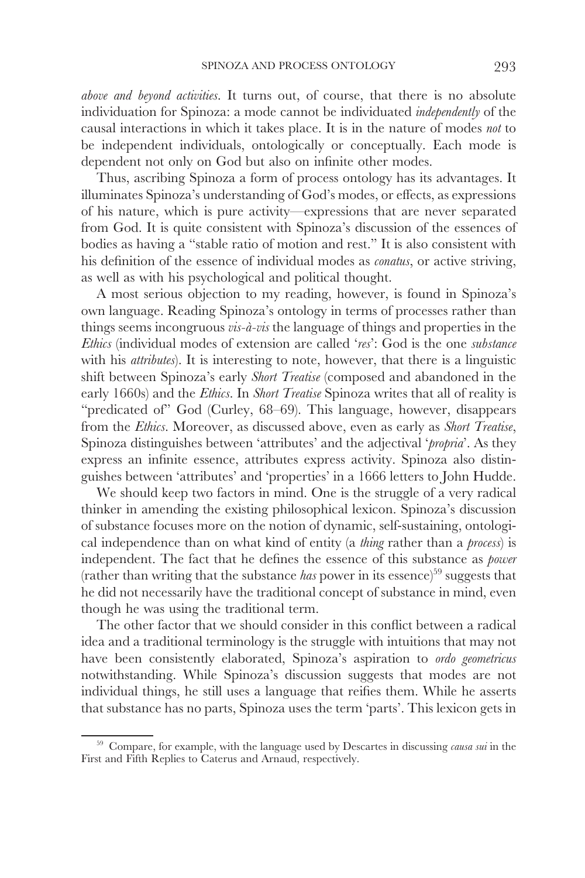*above and beyond activities*. It turns out, of course, that there is no absolute individuation for Spinoza: a mode cannot be individuated *independently* of the causal interactions in which it takes place. It is in the nature of modes *not* to be independent individuals, ontologically or conceptually. Each mode is dependent not only on God but also on infinite other modes.

Thus, ascribing Spinoza a form of process ontology has its advantages. It illuminates Spinoza's understanding of God's modes, or effects, as expressions of his nature, which is pure activity—expressions that are never separated from God. It is quite consistent with Spinoza's discussion of the essences of bodies as having a "stable ratio of motion and rest." It is also consistent with his definition of the essence of individual modes as *conatus*, or active striving, as well as with his psychological and political thought.

A most serious objection to my reading, however, is found in Spinoza's own language. Reading Spinoza's ontology in terms of processes rather than things seems incongruous *vis-à-vis* the language of things and properties in the *Ethics* (individual modes of extension are called '*res*': God is the one *substance* with his *attributes*). It is interesting to note, however, that there is a linguistic shift between Spinoza's early *Short Treatise* (composed and abandoned in the early 1660s) and the *Ethics*. In *Short Treatise* Spinoza writes that all of reality is "predicated of" God (Curley, 68–69). This language, however, disappears from the *Ethics*. Moreover, as discussed above, even as early as *Short Treatise*, Spinoza distinguishes between 'attributes' and the adjectival '*propria*'. As they express an infinite essence, attributes express activity. Spinoza also distinguishes between 'attributes' and 'properties' in a 1666 letters to John Hudde.

We should keep two factors in mind. One is the struggle of a very radical thinker in amending the existing philosophical lexicon. Spinoza's discussion of substance focuses more on the notion of dynamic, self-sustaining, ontological independence than on what kind of entity (a *thing* rather than a *process*) is independent. The fact that he defines the essence of this substance as *power* (rather than writing that the substance *has* power in its essence)[59] suggests that he did not necessarily have the traditional concept of substance in mind, even though he was using the traditional term.

The other factor that we should consider in this conflict between a radical idea and a traditional terminology is the struggle with intuitions that may not have been consistently elaborated, Spinoza's aspiration to *ordo geometricus* notwithstanding. While Spinoza's discussion suggests that modes are not individual things, he still uses a language that reifies them. While he asserts that substance has no parts, Spinoza uses the term 'parts'. This lexicon gets in

---

[59] Compare, for example, with the language used by Descartes in discussing *causa sui* in the First and Fifth Replies to Caterus and Arnaud, respectively.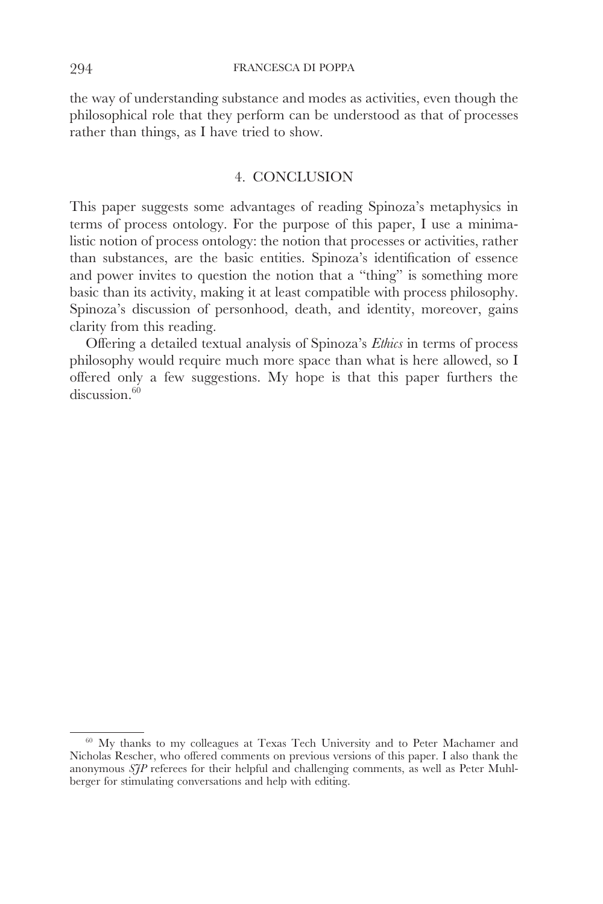the way of understanding substance and modes as activities, even though the philosophical role that they perform can be understood as that of processes rather than things, as I have tried to show.

## 4. CONCLUSION

This paper suggests some advantages of reading Spinoza's metaphysics in terms of process ontology. For the purpose of this paper, I use a minimalistic notion of process ontology: the notion that processes or activities, rather than substances, are the basic entities. Spinoza's identification of essence and power invites to question the notion that a "thing" is something more basic than its activity, making it at least compatible with process philosophy. Spinoza's discussion of personhood, death, and identity, moreover, gains clarity from this reading.

Offering a detailed textual analysis of Spinoza's *Ethics* in terms of process philosophy would require much more space than what is here allowed, so I offered only a few suggestions. My hope is that this paper furthers the discussion.[60]

---

[60] My thanks to my colleagues at Texas Tech University and to Peter Machamer and Nicholas Rescher, who offered comments on previous versions of this paper. I also thank the anonymous *SJP* referees for their helpful and challenging comments, as well as Peter Muhlberger for stimulating conversations and help with editing.